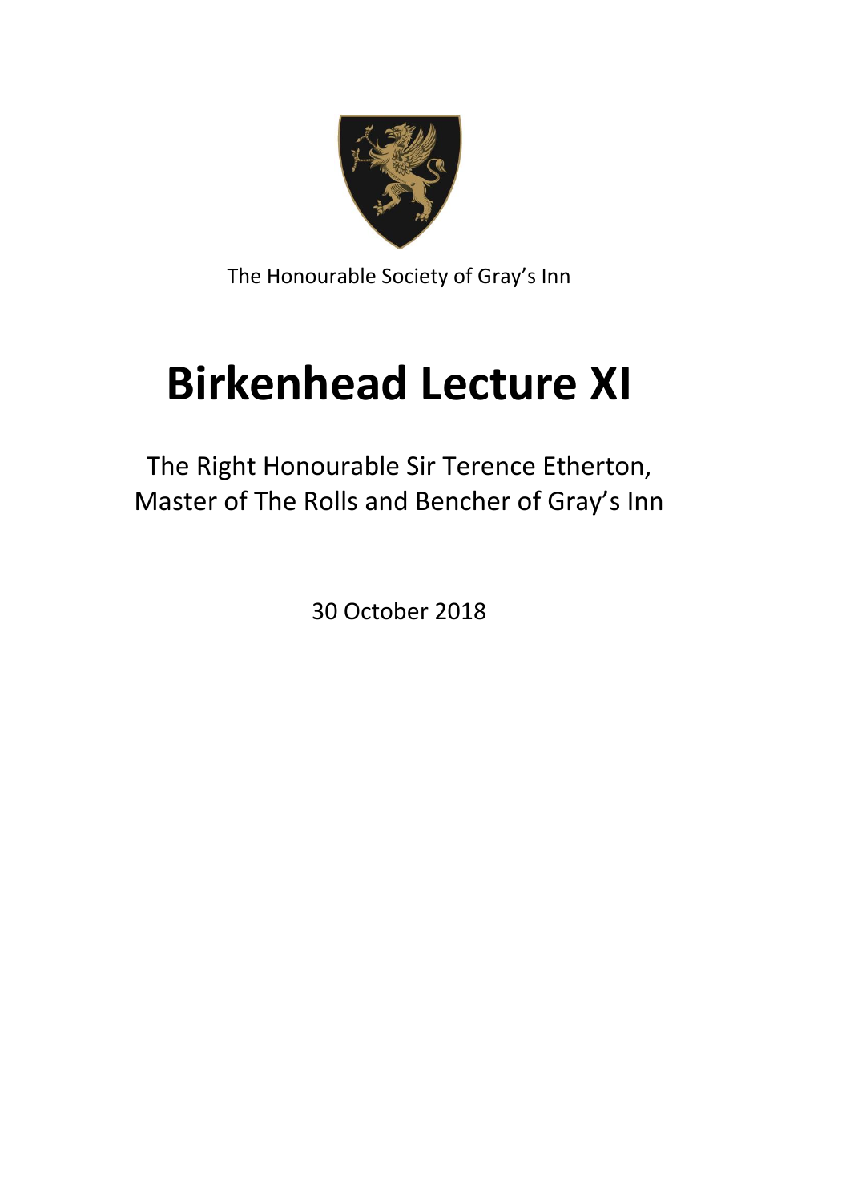The Honourable Society of Gray's Inn

# Birkenhead Lecture XI

The Right Honourable Sir Terence Etherton, Master of The Rolls and Bencher of Gray's Inn

30 October 2018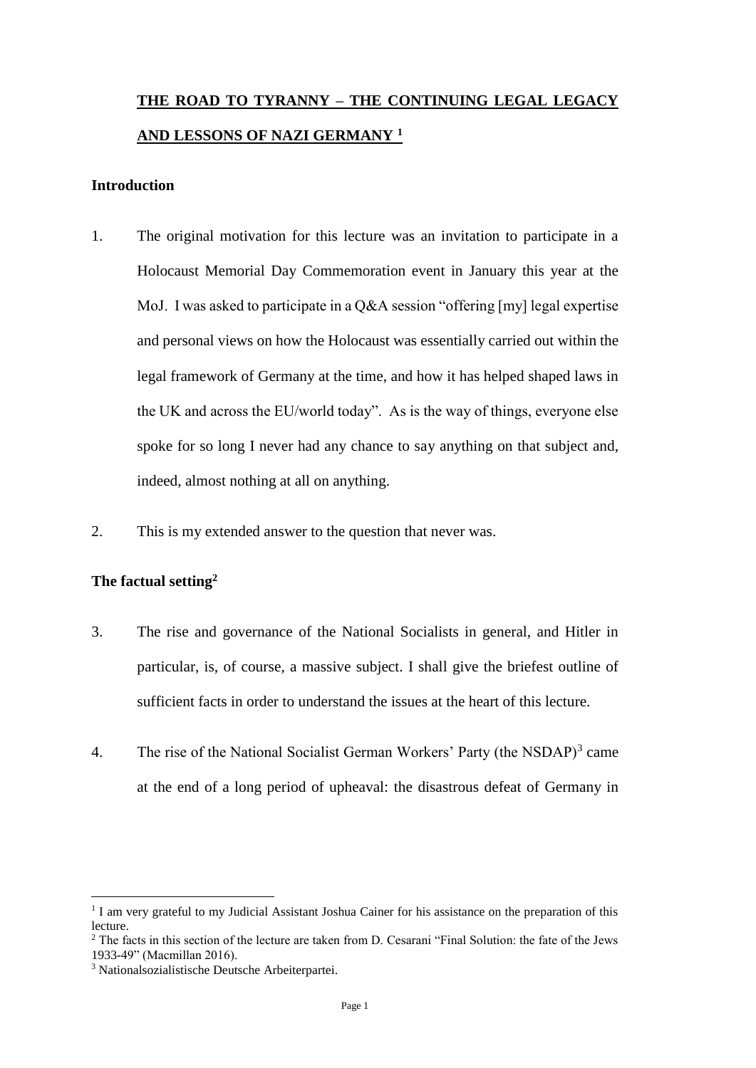# THE ROAD TO TYRANNY – THE CONTINUING LEGAL LEGACY AND LESSONS OF NAZI GERMANY [1]

## Introduction

1. The original motivation for this lecture was an invitation to participate in a Holocaust Memorial Day Commemoration event in January this year at the MoJ. I was asked to participate in a Q&A session "offering [my] legal expertise and personal views on how the Holocaust was essentially carried out within the legal framework of Germany at the time, and how it has helped shaped laws in the UK and across the EU/world today". As is the way of things, everyone else spoke for so long I never had any chance to say anything on that subject and, indeed, almost nothing at all on anything.

2. This is my extended answer to the question that never was.

## The factual setting[2]

3. The rise and governance of the National Socialists in general, and Hitler in particular, is, of course, a massive subject. I shall give the briefest outline of sufficient facts in order to understand the issues at the heart of this lecture.

4. The rise of the National Socialist German Workers' Party (the NSDAP)[3] came at the end of a long period of upheaval: the disastrous defeat of Germany in

---

[1] I am very grateful to my Judicial Assistant Joshua Cainer for his assistance on the preparation of this lecture.

[2] The facts in this section of the lecture are taken from D. Cesarani "Final Solution: the fate of the Jews 1933-49" (Macmillan 2016).

[3] Nationalsozialistische Deutsche Arbeiterpartei.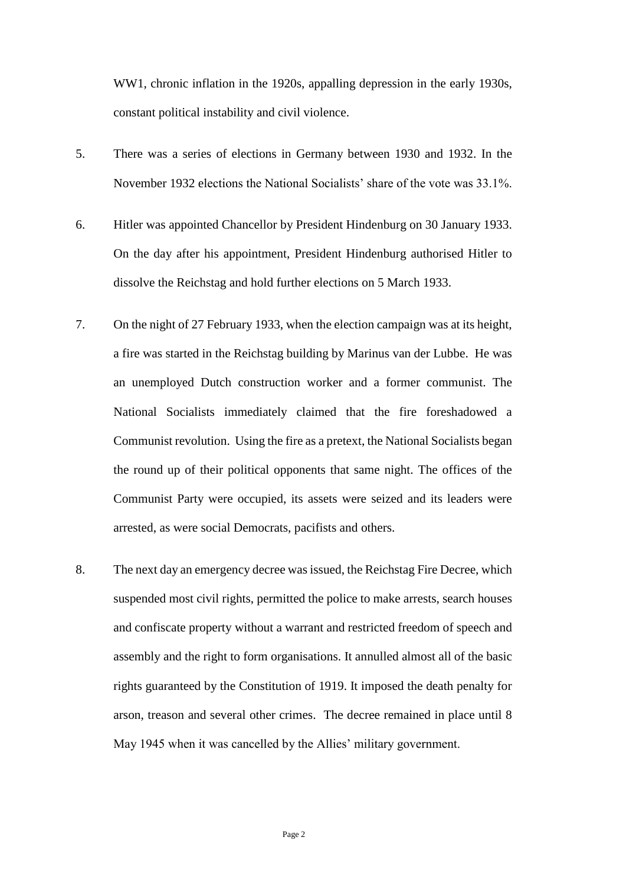WW1, chronic inflation in the 1920s, appalling depression in the early 1930s, constant political instability and civil violence.

5. There was a series of elections in Germany between 1930 and 1932. In the November 1932 elections the National Socialists' share of the vote was 33.1%.

6. Hitler was appointed Chancellor by President Hindenburg on 30 January 1933. On the day after his appointment, President Hindenburg authorised Hitler to dissolve the Reichstag and hold further elections on 5 March 1933.

7. On the night of 27 February 1933, when the election campaign was at its height, a fire was started in the Reichstag building by Marinus van der Lubbe. He was an unemployed Dutch construction worker and a former communist. The National Socialists immediately claimed that the fire foreshadowed a Communist revolution. Using the fire as a pretext, the National Socialists began the round up of their political opponents that same night. The offices of the Communist Party were occupied, its assets were seized and its leaders were arrested, as were social Democrats, pacifists and others.

8. The next day an emergency decree was issued, the Reichstag Fire Decree, which suspended most civil rights, permitted the police to make arrests, search houses and confiscate property without a warrant and restricted freedom of speech and assembly and the right to form organisations. It annulled almost all of the basic rights guaranteed by the Constitution of 1919. It imposed the death penalty for arson, treason and several other crimes. The decree remained in place until 8 May 1945 when it was cancelled by the Allies' military government.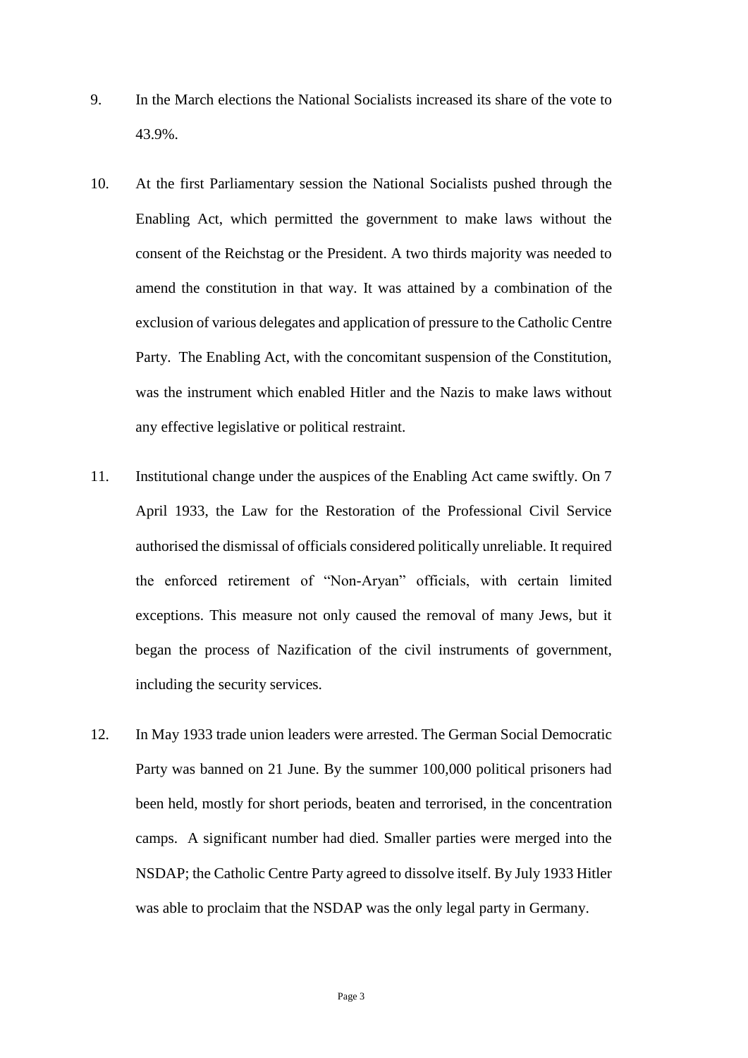9. In the March elections the National Socialists increased its share of the vote to 43.9%.

10. At the first Parliamentary session the National Socialists pushed through the Enabling Act, which permitted the government to make laws without the consent of the Reichstag or the President. A two thirds majority was needed to amend the constitution in that way. It was attained by a combination of the exclusion of various delegates and application of pressure to the Catholic Centre Party. The Enabling Act, with the concomitant suspension of the Constitution, was the instrument which enabled Hitler and the Nazis to make laws without any effective legislative or political restraint.

11. Institutional change under the auspices of the Enabling Act came swiftly. On 7 April 1933, the Law for the Restoration of the Professional Civil Service authorised the dismissal of officials considered politically unreliable. It required the enforced retirement of "Non-Aryan" officials, with certain limited exceptions. This measure not only caused the removal of many Jews, but it began the process of Nazification of the civil instruments of government, including the security services.

12. In May 1933 trade union leaders were arrested. The German Social Democratic Party was banned on 21 June. By the summer 100,000 political prisoners had been held, mostly for short periods, beaten and terrorised, in the concentration camps. A significant number had died. Smaller parties were merged into the NSDAP; the Catholic Centre Party agreed to dissolve itself. By July 1933 Hitler was able to proclaim that the NSDAP was the only legal party in Germany.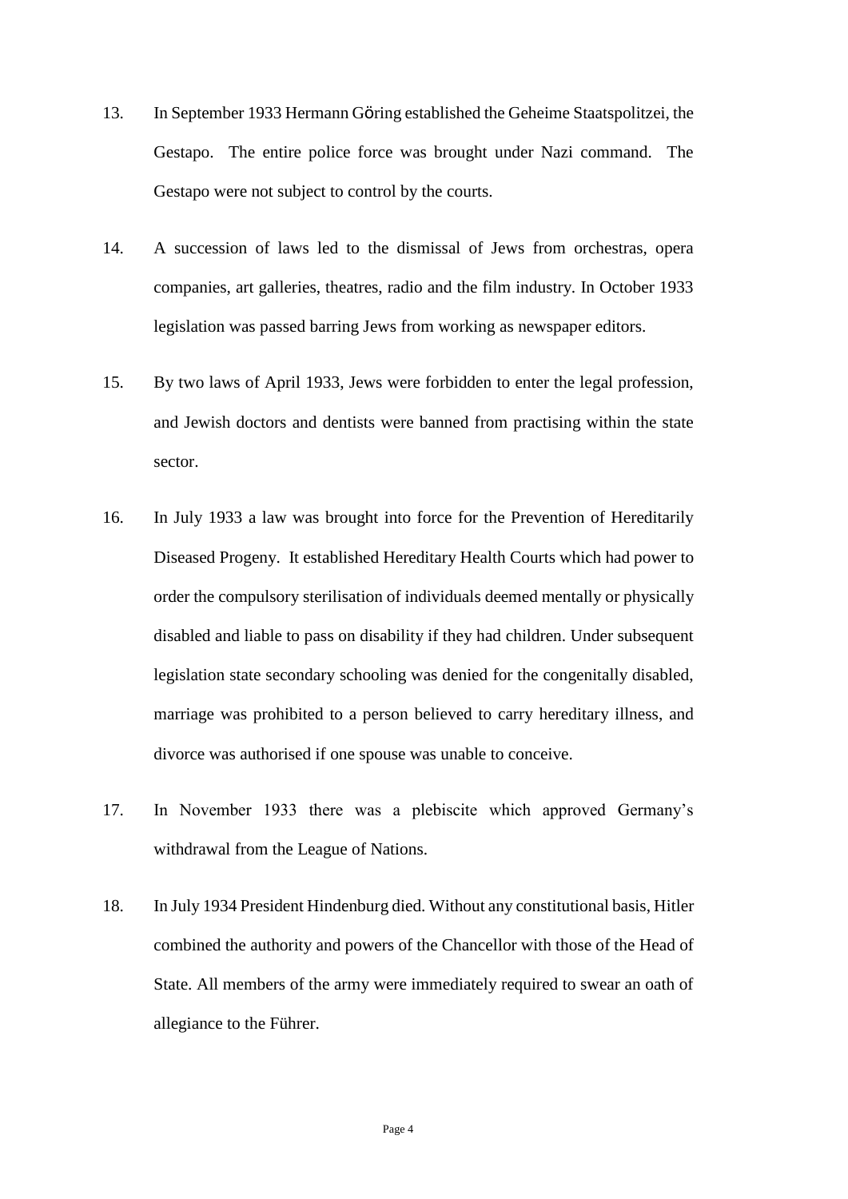13. In September 1933 Hermann Göring established the Geheime Staatspolitzei, the Gestapo. The entire police force was brought under Nazi command. The Gestapo were not subject to control by the courts.

14. A succession of laws led to the dismissal of Jews from orchestras, opera companies, art galleries, theatres, radio and the film industry. In October 1933 legislation was passed barring Jews from working as newspaper editors.

15. By two laws of April 1933, Jews were forbidden to enter the legal profession, and Jewish doctors and dentists were banned from practising within the state sector.

16. In July 1933 a law was brought into force for the Prevention of Hereditarily Diseased Progeny. It established Hereditary Health Courts which had power to order the compulsory sterilisation of individuals deemed mentally or physically disabled and liable to pass on disability if they had children. Under subsequent legislation state secondary schooling was denied for the congenitally disabled, marriage was prohibited to a person believed to carry hereditary illness, and divorce was authorised if one spouse was unable to conceive.

17. In November 1933 there was a plebiscite which approved Germany's withdrawal from the League of Nations.

18. In July 1934 President Hindenburg died. Without any constitutional basis, Hitler combined the authority and powers of the Chancellor with those of the Head of State. All members of the army were immediately required to swear an oath of allegiance to the Führer.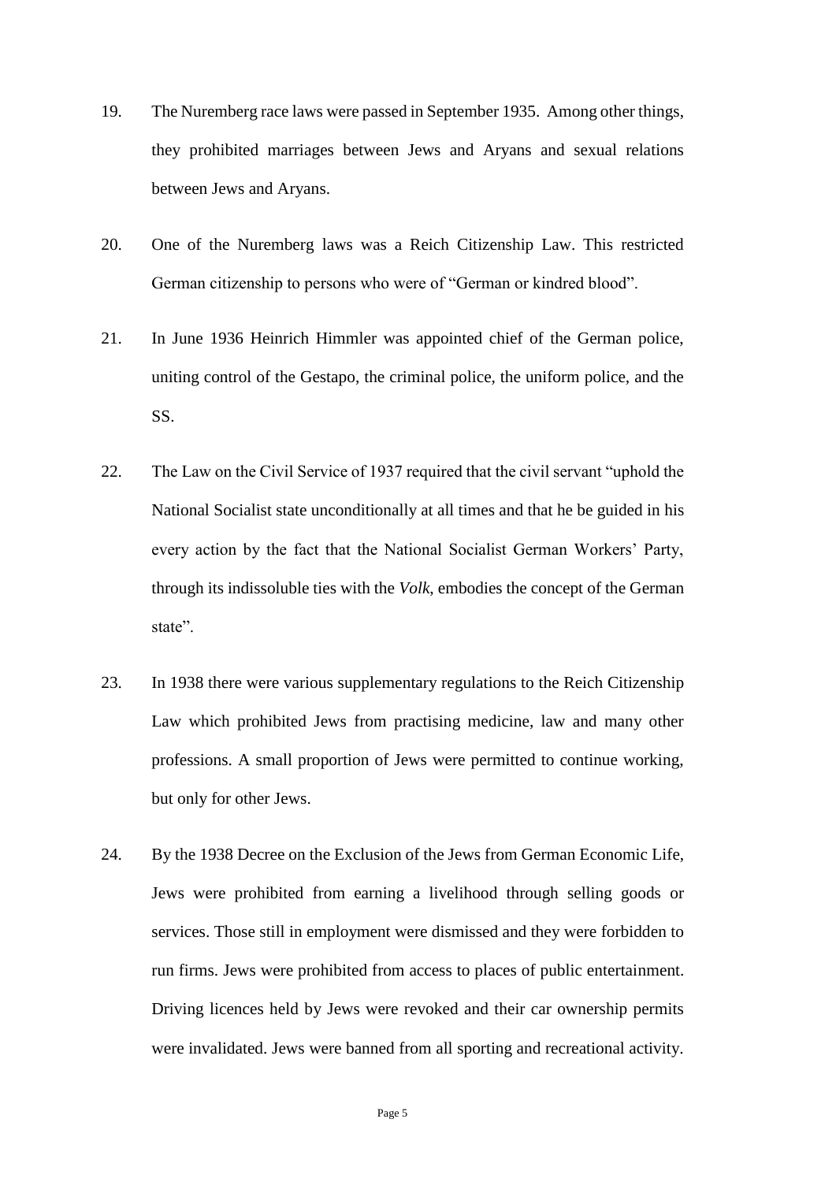19. The Nuremberg race laws were passed in September 1935. Among other things, they prohibited marriages between Jews and Aryans and sexual relations between Jews and Aryans.

20. One of the Nuremberg laws was a Reich Citizenship Law. This restricted German citizenship to persons who were of "German or kindred blood".

21. In June 1936 Heinrich Himmler was appointed chief of the German police, uniting control of the Gestapo, the criminal police, the uniform police, and the SS.

22. The Law on the Civil Service of 1937 required that the civil servant "uphold the National Socialist state unconditionally at all times and that he be guided in his every action by the fact that the National Socialist German Workers' Party, through its indissoluble ties with the *Volk*, embodies the concept of the German state".

23. In 1938 there were various supplementary regulations to the Reich Citizenship Law which prohibited Jews from practising medicine, law and many other professions. A small proportion of Jews were permitted to continue working, but only for other Jews.

24. By the 1938 Decree on the Exclusion of the Jews from German Economic Life, Jews were prohibited from earning a livelihood through selling goods or services. Those still in employment were dismissed and they were forbidden to run firms. Jews were prohibited from access to places of public entertainment. Driving licences held by Jews were revoked and their car ownership permits were invalidated. Jews were banned from all sporting and recreational activity.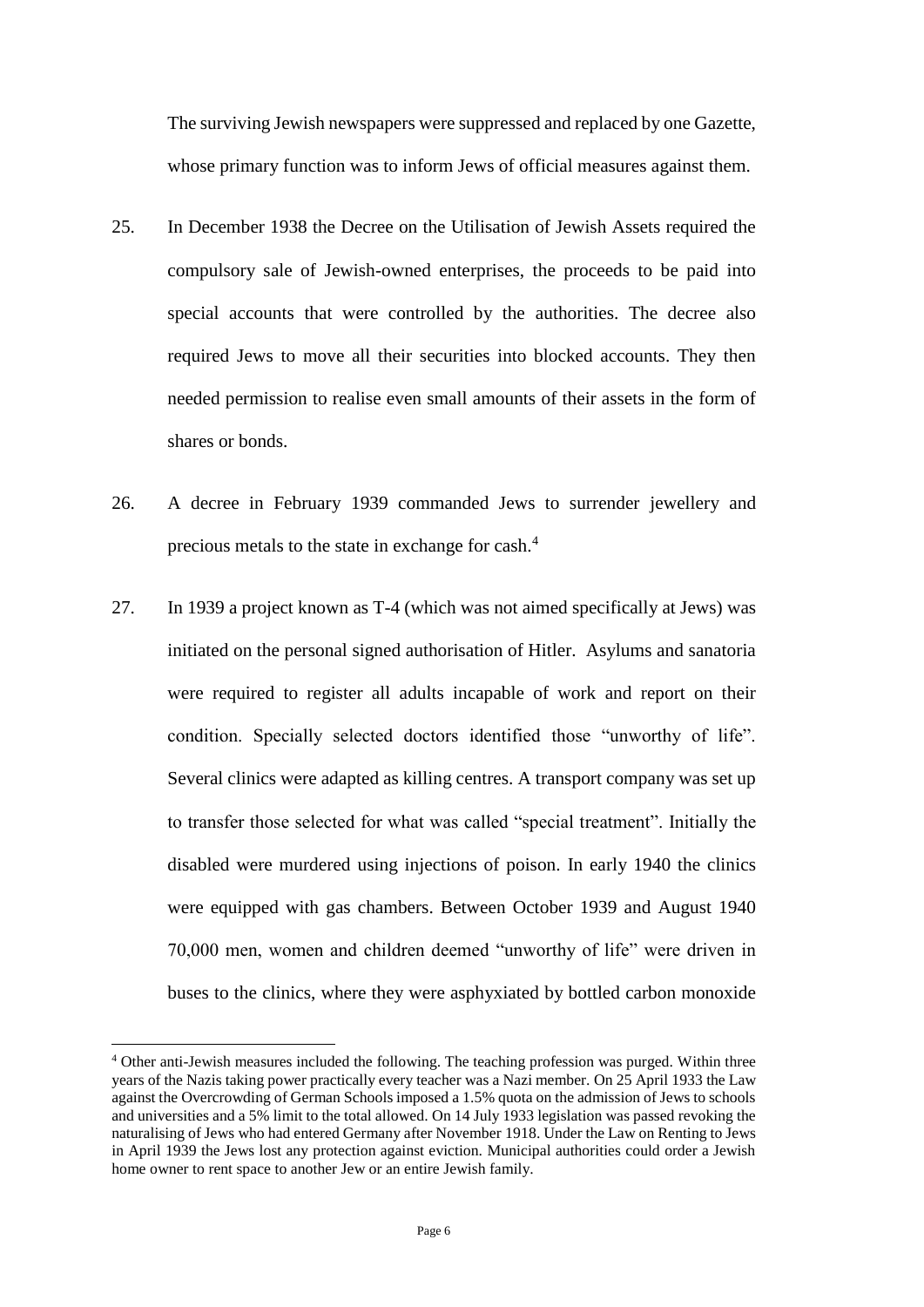The surviving Jewish newspapers were suppressed and replaced by one Gazette, whose primary function was to inform Jews of official measures against them.

25. In December 1938 the Decree on the Utilisation of Jewish Assets required the compulsory sale of Jewish-owned enterprises, the proceeds to be paid into special accounts that were controlled by the authorities. The decree also required Jews to move all their securities into blocked accounts. They then needed permission to realise even small amounts of their assets in the form of shares or bonds.

26. A decree in February 1939 commanded Jews to surrender jewellery and precious metals to the state in exchange for cash.[4]

27. In 1939 a project known as T-4 (which was not aimed specifically at Jews) was initiated on the personal signed authorisation of Hitler. Asylums and sanatoria were required to register all adults incapable of work and report on their condition. Specially selected doctors identified those "unworthy of life". Several clinics were adapted as killing centres. A transport company was set up to transfer those selected for what was called "special treatment". Initially the disabled were murdered using injections of poison. In early 1940 the clinics were equipped with gas chambers. Between October 1939 and August 1940 70,000 men, women and children deemed "unworthy of life" were driven in buses to the clinics, where they were asphyxiated by bottled carbon monoxide

---

[4] Other anti-Jewish measures included the following. The teaching profession was purged. Within three years of the Nazis taking power practically every teacher was a Nazi member. On 25 April 1933 the Law against the Overcrowding of German Schools imposed a 1.5% quota on the admission of Jews to schools and universities and a 5% limit to the total allowed. On 14 July 1933 legislation was passed revoking the naturalising of Jews who had entered Germany after November 1918. Under the Law on Renting to Jews in April 1939 the Jews lost any protection against eviction. Municipal authorities could order a Jewish home owner to rent space to another Jew or an entire Jewish family.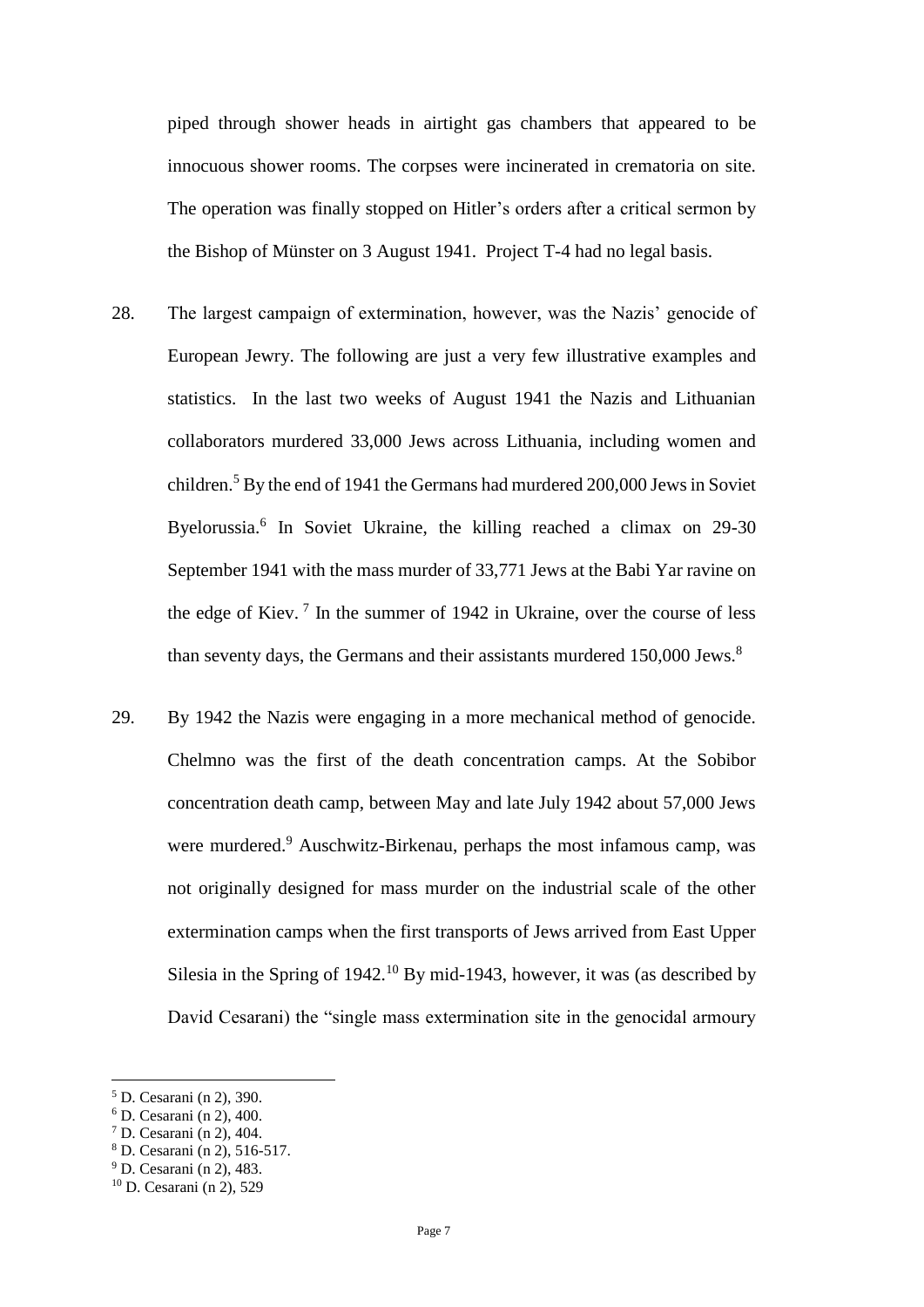piped through shower heads in airtight gas chambers that appeared to be innocuous shower rooms. The corpses were incinerated in crematoria on site. The operation was finally stopped on Hitler's orders after a critical sermon by the Bishop of Münster on 3 August 1941. Project T-4 had no legal basis.

28. The largest campaign of extermination, however, was the Nazis' genocide of European Jewry. The following are just a very few illustrative examples and statistics. In the last two weeks of August 1941 the Nazis and Lithuanian collaborators murdered 33,000 Jews across Lithuania, including women and children.[5] By the end of 1941 the Germans had murdered 200,000 Jews in Soviet Byelorussia.[6] In Soviet Ukraine, the killing reached a climax on 29-30 September 1941 with the mass murder of 33,771 Jews at the Babi Yar ravine on the edge of Kiev.[7] In the summer of 1942 in Ukraine, over the course of less than seventy days, the Germans and their assistants murdered 150,000 Jews.[8]

29. By 1942 the Nazis were engaging in a more mechanical method of genocide. Chelmno was the first of the death concentration camps. At the Sobibor concentration death camp, between May and late July 1942 about 57,000 Jews were murdered.[9] Auschwitz-Birkenau, perhaps the most infamous camp, was not originally designed for mass murder on the industrial scale of the other extermination camps when the first transports of Jews arrived from East Upper Silesia in the Spring of 1942.[10] By mid-1943, however, it was (as described by David Cesarani) the "single mass extermination site in the genocidal armoury

---

[5] D. Cesarani (n 2), 390.

[6] D. Cesarani (n 2), 400.

[7] D. Cesarani (n 2), 404.

[8] D. Cesarani (n 2), 516-517.

[9] D. Cesarani (n 2), 483.

[10] D. Cesarani (n 2), 529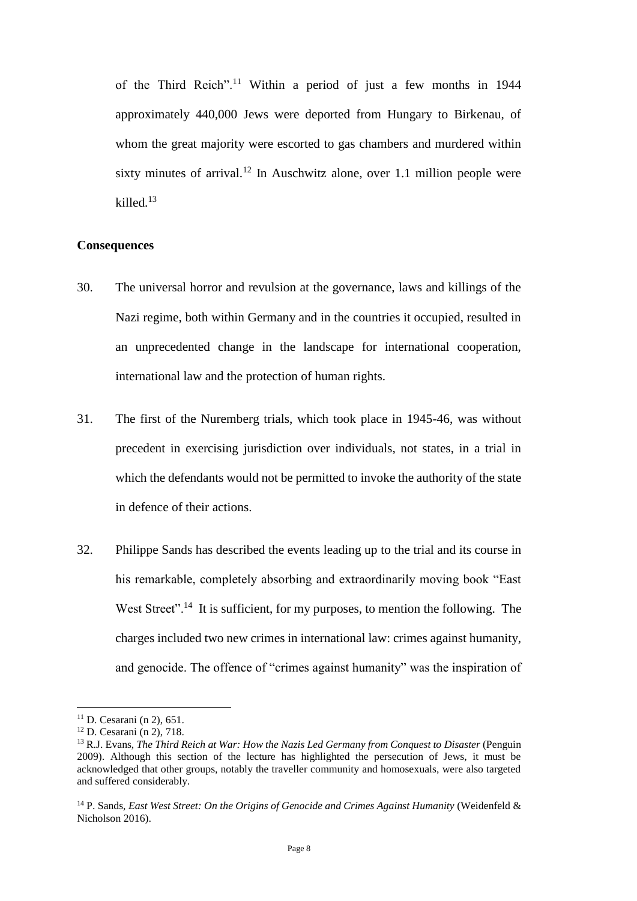of the Third Reich".[11] Within a period of just a few months in 1944 approximately 440,000 Jews were deported from Hungary to Birkenau, of whom the great majority were escorted to gas chambers and murdered within sixty minutes of arrival.[12] In Auschwitz alone, over 1.1 million people were killed.[13]

**Consequences**

30. The universal horror and revulsion at the governance, laws and killings of the Nazi regime, both within Germany and in the countries it occupied, resulted in an unprecedented change in the landscape for international cooperation, international law and the protection of human rights.

31. The first of the Nuremberg trials, which took place in 1945-46, was without precedent in exercising jurisdiction over individuals, not states, in a trial in which the defendants would not be permitted to invoke the authority of the state in defence of their actions.

32. Philippe Sands has described the events leading up to the trial and its course in his remarkable, completely absorbing and extraordinarily moving book "East West Street".[14] It is sufficient, for my purposes, to mention the following. The charges included two new crimes in international law: crimes against humanity, and genocide. The offence of "crimes against humanity" was the inspiration of

---

[11] D. Cesarani (n 2), 651.

[12] D. Cesarani (n 2), 718.

[13] R.J. Evans, *The Third Reich at War: How the Nazis Led Germany from Conquest to Disaster* (Penguin 2009). Although this section of the lecture has highlighted the persecution of Jews, it must be acknowledged that other groups, notably the traveller community and homosexuals, were also targeted and suffered considerably.

[14] P. Sands, *East West Street: On the Origins of Genocide and Crimes Against Humanity* (Weidenfeld & Nicholson 2016).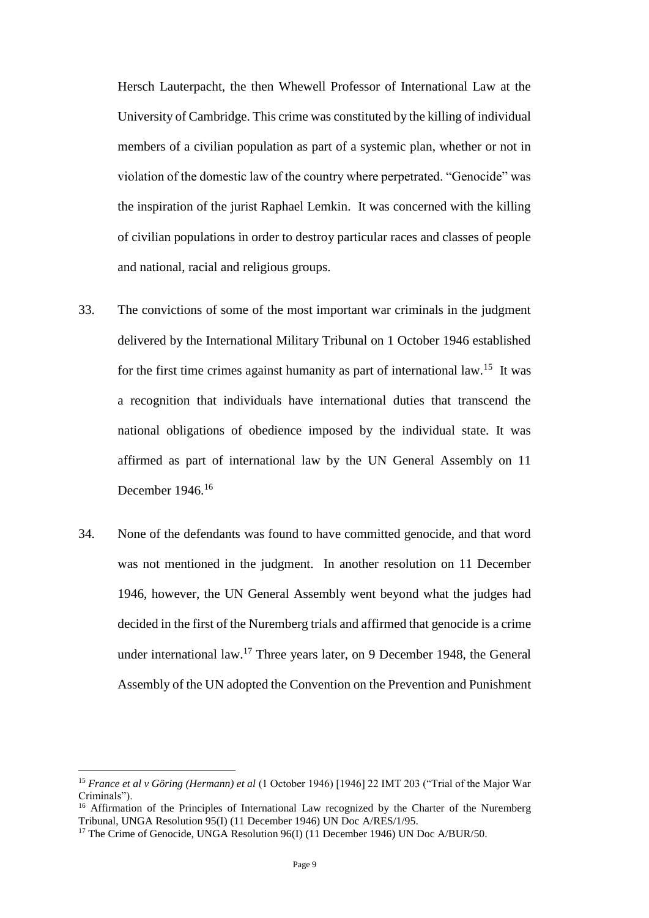Hersch Lauterpacht, the then Whewell Professor of International Law at the University of Cambridge. This crime was constituted by the killing of individual members of a civilian population as part of a systemic plan, whether or not in violation of the domestic law of the country where perpetrated. "Genocide" was the inspiration of the jurist Raphael Lemkin. It was concerned with the killing of civilian populations in order to destroy particular races and classes of people and national, racial and religious groups.

33. The convictions of some of the most important war criminals in the judgment delivered by the International Military Tribunal on 1 October 1946 established for the first time crimes against humanity as part of international law.[15] It was a recognition that individuals have international duties that transcend the national obligations of obedience imposed by the individual state. It was affirmed as part of international law by the UN General Assembly on 11 December 1946.[16]

34. None of the defendants was found to have committed genocide, and that word was not mentioned in the judgment. In another resolution on 11 December 1946, however, the UN General Assembly went beyond what the judges had decided in the first of the Nuremberg trials and affirmed that genocide is a crime under international law.[17] Three years later, on 9 December 1948, the General Assembly of the UN adopted the Convention on the Prevention and Punishment

---

[15] *France et al v Göring (Hermann) et al* (1 October 1946) [1946] 22 IMT 203 ("Trial of the Major War Criminals").

[16] Affirmation of the Principles of International Law recognized by the Charter of the Nuremberg Tribunal, UNGA Resolution 95(I) (11 December 1946) UN Doc A/RES/1/95.

[17] The Crime of Genocide, UNGA Resolution 96(I) (11 December 1946) UN Doc A/BUR/50.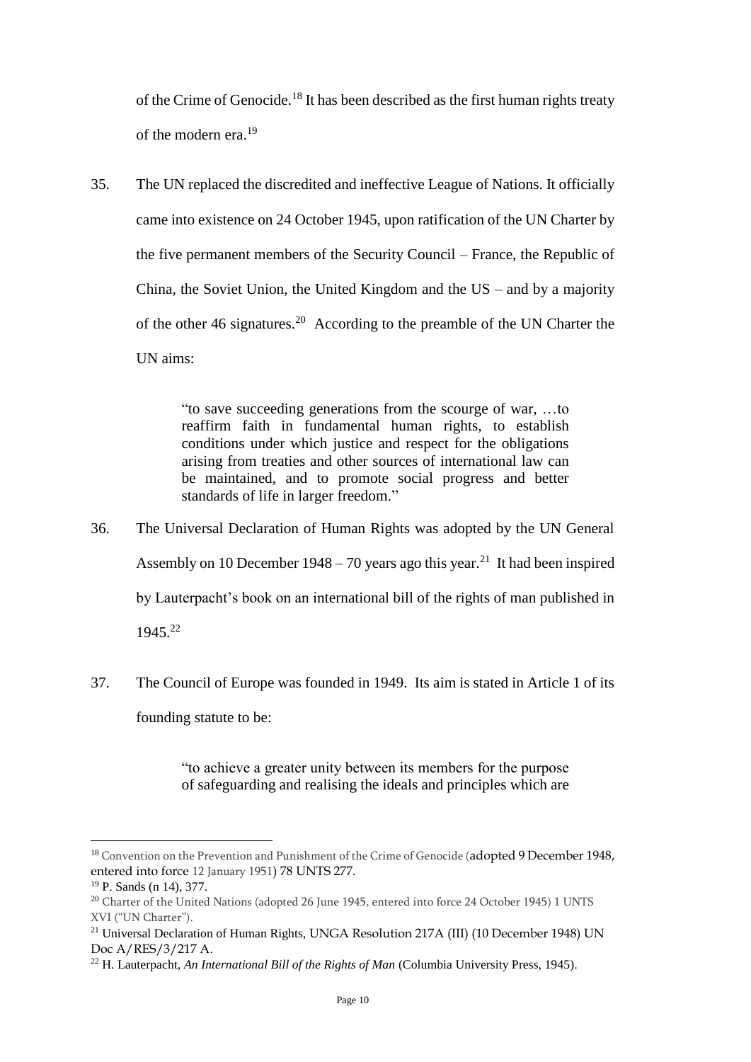of the Crime of Genocide.[18] It has been described as the first human rights treaty of the modern era.[19]

35. The UN replaced the discredited and ineffective League of Nations. It officially came into existence on 24 October 1945, upon ratification of the UN Charter by the five permanent members of the Security Council – France, the Republic of China, the Soviet Union, the United Kingdom and the US – and by a majority of the other 46 signatures.[20] According to the preamble of the UN Charter the UN aims:

> "to save succeeding generations from the scourge of war, …to reaffirm faith in fundamental human rights, to establish conditions under which justice and respect for the obligations arising from treaties and other sources of international law can be maintained, and to promote social progress and better standards of life in larger freedom."

36. The Universal Declaration of Human Rights was adopted by the UN General Assembly on 10 December 1948 – 70 years ago this year.[21] It had been inspired by Lauterpacht's book on an international bill of the rights of man published in 1945.[22]

37. The Council of Europe was founded in 1949. Its aim is stated in Article 1 of its founding statute to be:

> "to achieve a greater unity between its members for the purpose of safeguarding and realising the ideals and principles which are

---

[18] Convention on the Prevention and Punishment of the Crime of Genocide (adopted 9 December 1948, entered into force 12 January 1951) 78 UNTS 277.

[19] P. Sands (n 14), 377.

[20] Charter of the United Nations (adopted 26 June 1945, entered into force 24 October 1945) 1 UNTS XVI ("UN Charter").

[21] Universal Declaration of Human Rights, UNGA Resolution 217A (III) (10 December 1948) UN Doc A/RES/3/217 A.

[22] H. Lauterpacht, *An International Bill of the Rights of Man* (Columbia University Press, 1945).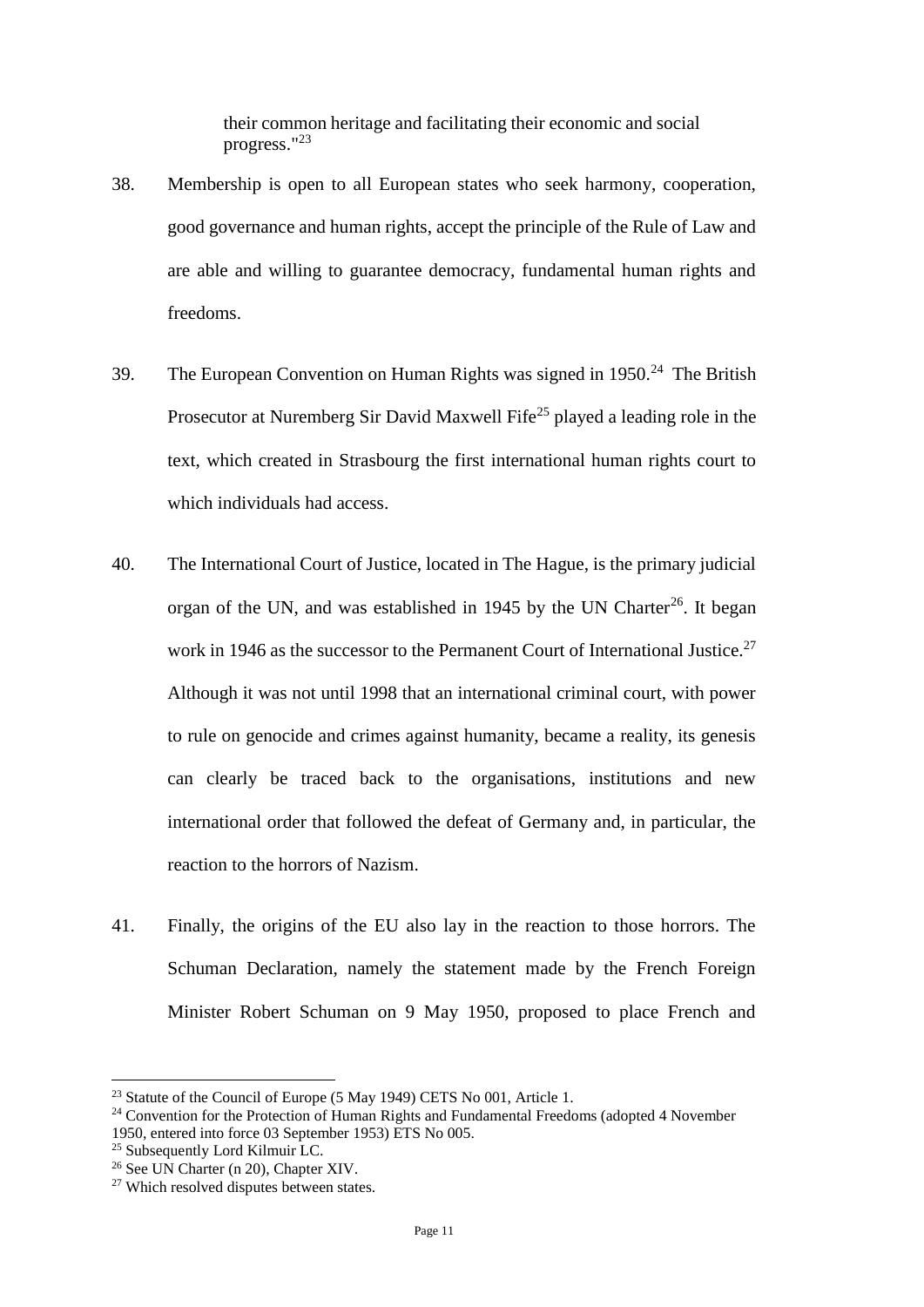their common heritage and facilitating their economic and social progress."[23]

38. Membership is open to all European states who seek harmony, cooperation, good governance and human rights, accept the principle of the Rule of Law and are able and willing to guarantee democracy, fundamental human rights and freedoms.

39. The European Convention on Human Rights was signed in 1950.[24] The British Prosecutor at Nuremberg Sir David Maxwell Fife[25] played a leading role in the text, which created in Strasbourg the first international human rights court to which individuals had access.

40. The International Court of Justice, located in The Hague, is the primary judicial organ of the UN, and was established in 1945 by the UN Charter[26]. It began work in 1946 as the successor to the Permanent Court of International Justice.[27] Although it was not until 1998 that an international criminal court, with power to rule on genocide and crimes against humanity, became a reality, its genesis can clearly be traced back to the organisations, institutions and new international order that followed the defeat of Germany and, in particular, the reaction to the horrors of Nazism.

41. Finally, the origins of the EU also lay in the reaction to those horrors. The Schuman Declaration, namely the statement made by the French Foreign Minister Robert Schuman on 9 May 1950, proposed to place French and

---

[23] Statute of the Council of Europe (5 May 1949) CETS No 001, Article 1.

[24] Convention for the Protection of Human Rights and Fundamental Freedoms (adopted 4 November 1950, entered into force 03 September 1953) ETS No 005.

[25] Subsequently Lord Kilmuir LC.

[26] See UN Charter (n 20), Chapter XIV.

[27] Which resolved disputes between states.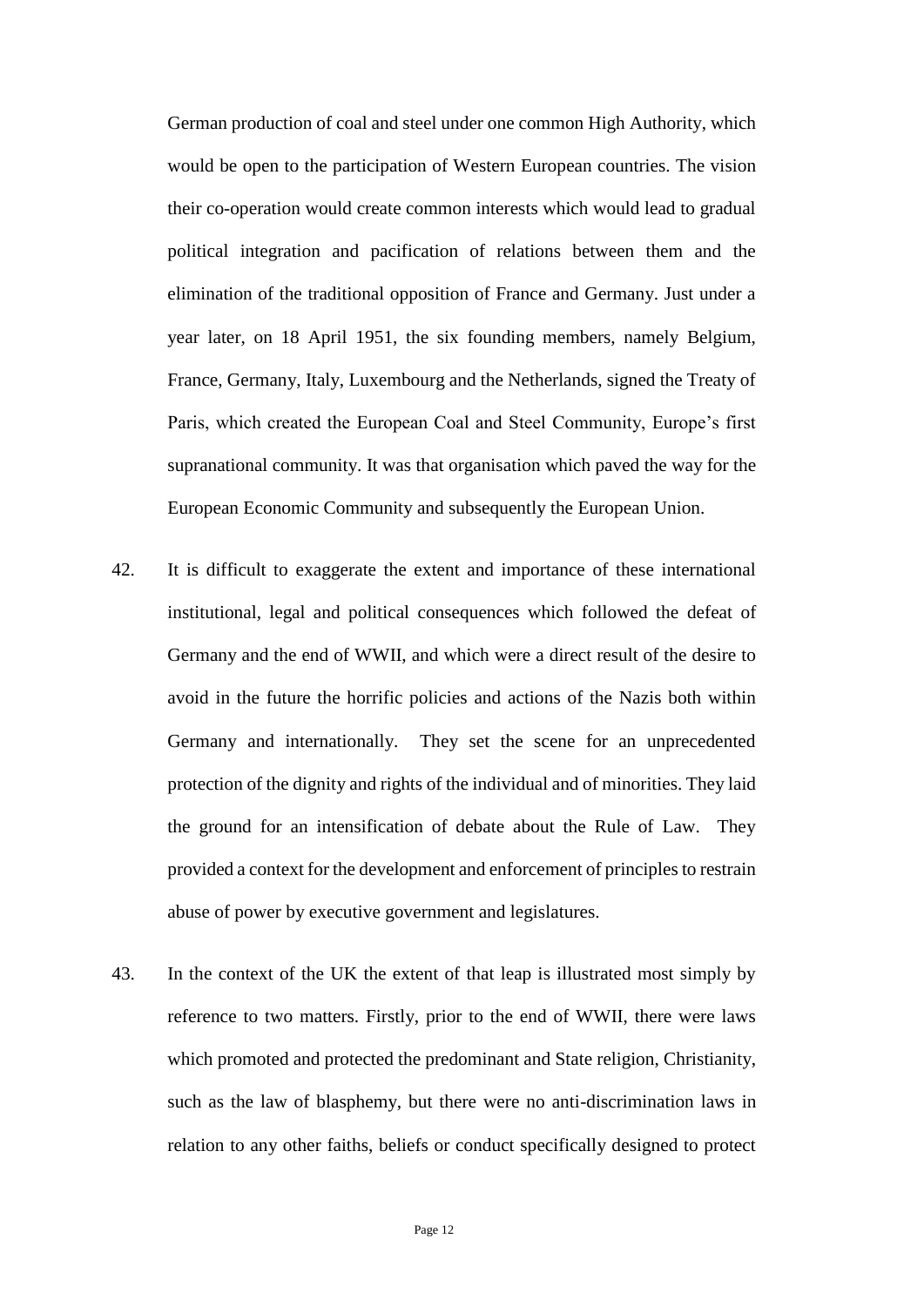German production of coal and steel under one common High Authority, which would be open to the participation of Western European countries. The vision their co-operation would create common interests which would lead to gradual political integration and pacification of relations between them and the elimination of the traditional opposition of France and Germany. Just under a year later, on 18 April 1951, the six founding members, namely Belgium, France, Germany, Italy, Luxembourg and the Netherlands, signed the Treaty of Paris, which created the European Coal and Steel Community, Europe's first supranational community. It was that organisation which paved the way for the European Economic Community and subsequently the European Union.

42. It is difficult to exaggerate the extent and importance of these international institutional, legal and political consequences which followed the defeat of Germany and the end of WWII, and which were a direct result of the desire to avoid in the future the horrific policies and actions of the Nazis both within Germany and internationally. They set the scene for an unprecedented protection of the dignity and rights of the individual and of minorities. They laid the ground for an intensification of debate about the Rule of Law. They provided a context for the development and enforcement of principles to restrain abuse of power by executive government and legislatures.

43. In the context of the UK the extent of that leap is illustrated most simply by reference to two matters. Firstly, prior to the end of WWII, there were laws which promoted and protected the predominant and State religion, Christianity, such as the law of blasphemy, but there were no anti-discrimination laws in relation to any other faiths, beliefs or conduct specifically designed to protect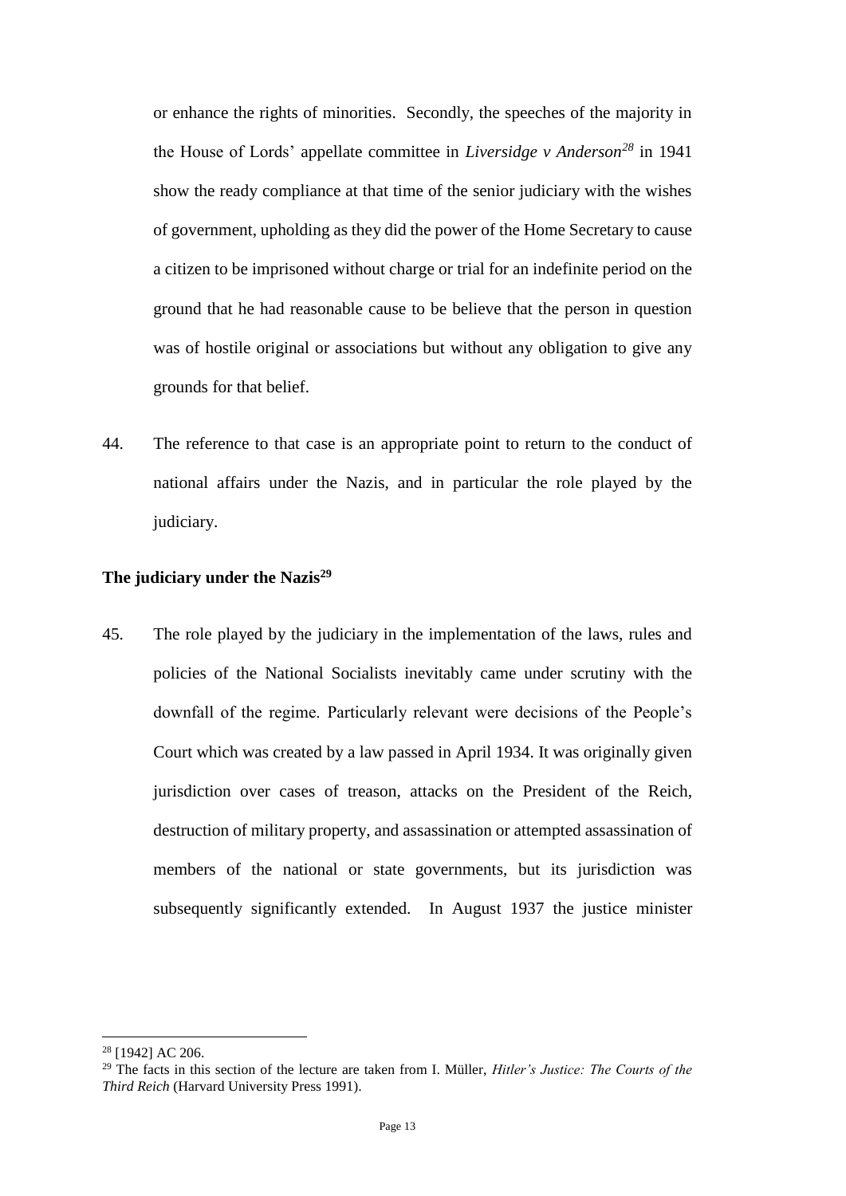or enhance the rights of minorities. Secondly, the speeches of the majority in the House of Lords' appellate committee in *Liversidge v Anderson*[28] in 1941 show the ready compliance at that time of the senior judiciary with the wishes of government, upholding as they did the power of the Home Secretary to cause a citizen to be imprisoned without charge or trial for an indefinite period on the ground that he had reasonable cause to be believe that the person in question was of hostile original or associations but without any obligation to give any grounds for that belief.

44. The reference to that case is an appropriate point to return to the conduct of national affairs under the Nazis, and in particular the role played by the judiciary.

**The judiciary under the Nazis[29]**

45. The role played by the judiciary in the implementation of the laws, rules and policies of the National Socialists inevitably came under scrutiny with the downfall of the regime. Particularly relevant were decisions of the People's Court which was created by a law passed in April 1934. It was originally given jurisdiction over cases of treason, attacks on the President of the Reich, destruction of military property, and assassination or attempted assassination of members of the national or state governments, but its jurisdiction was subsequently significantly extended. In August 1937 the justice minister

[28] [1942] AC 206.

[29] The facts in this section of the lecture are taken from I. Müller, *Hitler's Justice: The Courts of the Third Reich* (Harvard University Press 1991).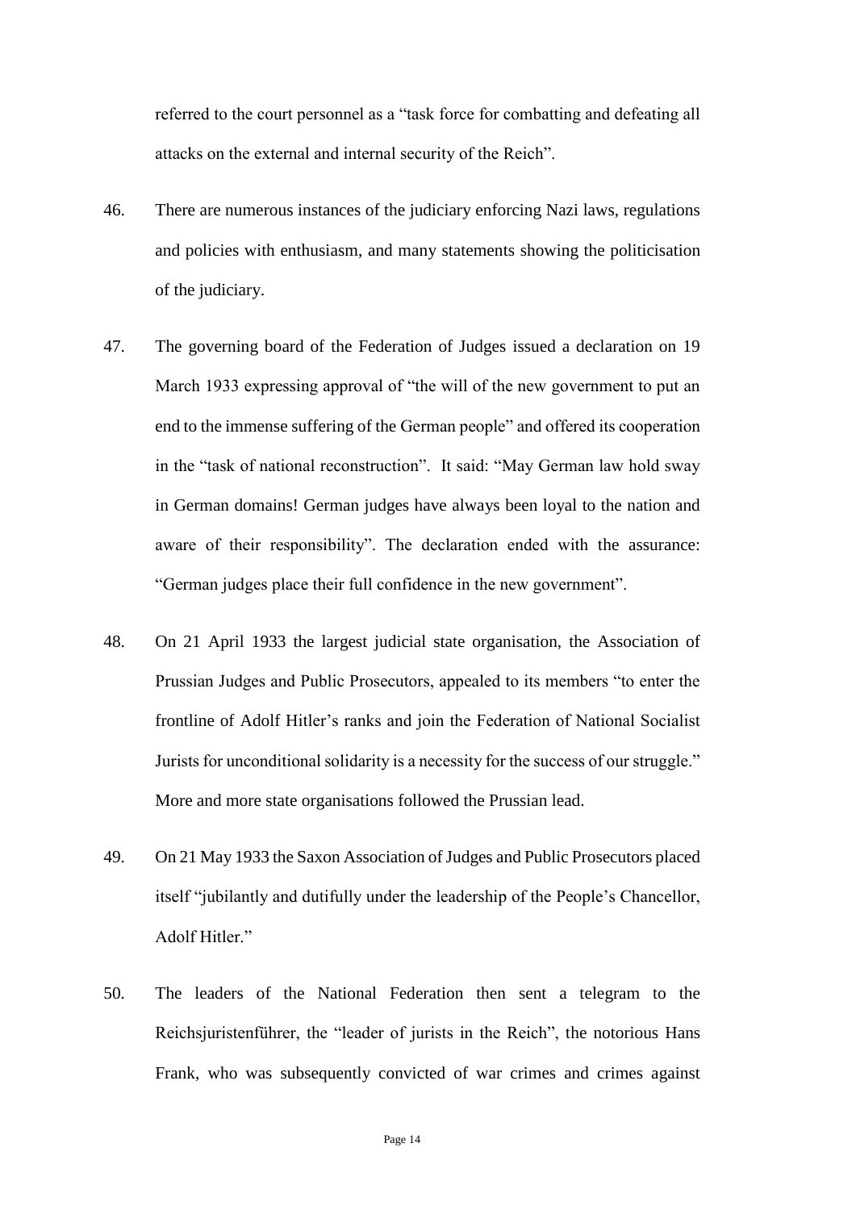referred to the court personnel as a "task force for combatting and defeating all attacks on the external and internal security of the Reich".

46. There are numerous instances of the judiciary enforcing Nazi laws, regulations and policies with enthusiasm, and many statements showing the politicisation of the judiciary.

47. The governing board of the Federation of Judges issued a declaration on 19 March 1933 expressing approval of "the will of the new government to put an end to the immense suffering of the German people" and offered its cooperation in the "task of national reconstruction". It said: "May German law hold sway in German domains! German judges have always been loyal to the nation and aware of their responsibility". The declaration ended with the assurance: "German judges place their full confidence in the new government".

48. On 21 April 1933 the largest judicial state organisation, the Association of Prussian Judges and Public Prosecutors, appealed to its members "to enter the frontline of Adolf Hitler's ranks and join the Federation of National Socialist Jurists for unconditional solidarity is a necessity for the success of our struggle." More and more state organisations followed the Prussian lead.

49. On 21 May 1933 the Saxon Association of Judges and Public Prosecutors placed itself "jubilantly and dutifully under the leadership of the People's Chancellor, Adolf Hitler."

50. The leaders of the National Federation then sent a telegram to the Reichsjuristenführer, the "leader of jurists in the Reich", the notorious Hans Frank, who was subsequently convicted of war crimes and crimes against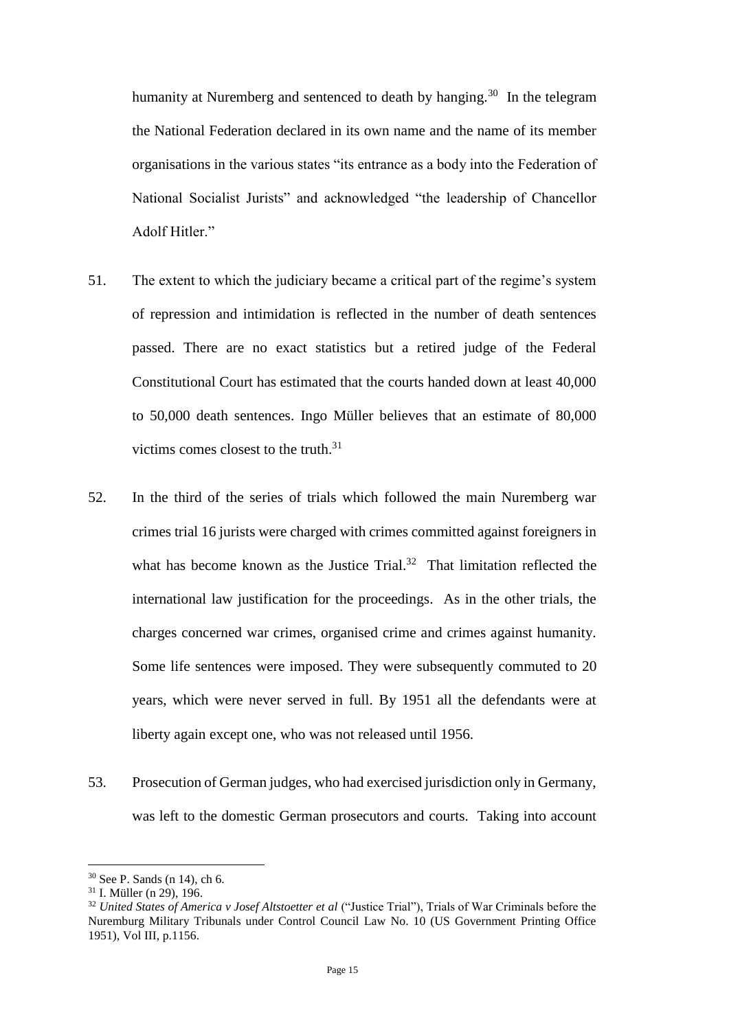humanity at Nuremberg and sentenced to death by hanging.[30] In the telegram the National Federation declared in its own name and the name of its member organisations in the various states "its entrance as a body into the Federation of National Socialist Jurists" and acknowledged "the leadership of Chancellor Adolf Hitler."

51. The extent to which the judiciary became a critical part of the regime's system of repression and intimidation is reflected in the number of death sentences passed. There are no exact statistics but a retired judge of the Federal Constitutional Court has estimated that the courts handed down at least 40,000 to 50,000 death sentences. Ingo Müller believes that an estimate of 80,000 victims comes closest to the truth.[31]

52. In the third of the series of trials which followed the main Nuremberg war crimes trial 16 jurists were charged with crimes committed against foreigners in what has become known as the Justice Trial.[32] That limitation reflected the international law justification for the proceedings. As in the other trials, the charges concerned war crimes, organised crime and crimes against humanity. Some life sentences were imposed. They were subsequently commuted to 20 years, which were never served in full. By 1951 all the defendants were at liberty again except one, who was not released until 1956.

53. Prosecution of German judges, who had exercised jurisdiction only in Germany, was left to the domestic German prosecutors and courts. Taking into account

---

[30] See P. Sands (n 14), ch 6.

[31] I. Müller (n 29), 196.

[32] *United States of America v Josef Altstoetter et al* ("Justice Trial"), Trials of War Criminals before the Nuremburg Military Tribunals under Control Council Law No. 10 (US Government Printing Office 1951), Vol III, p.1156.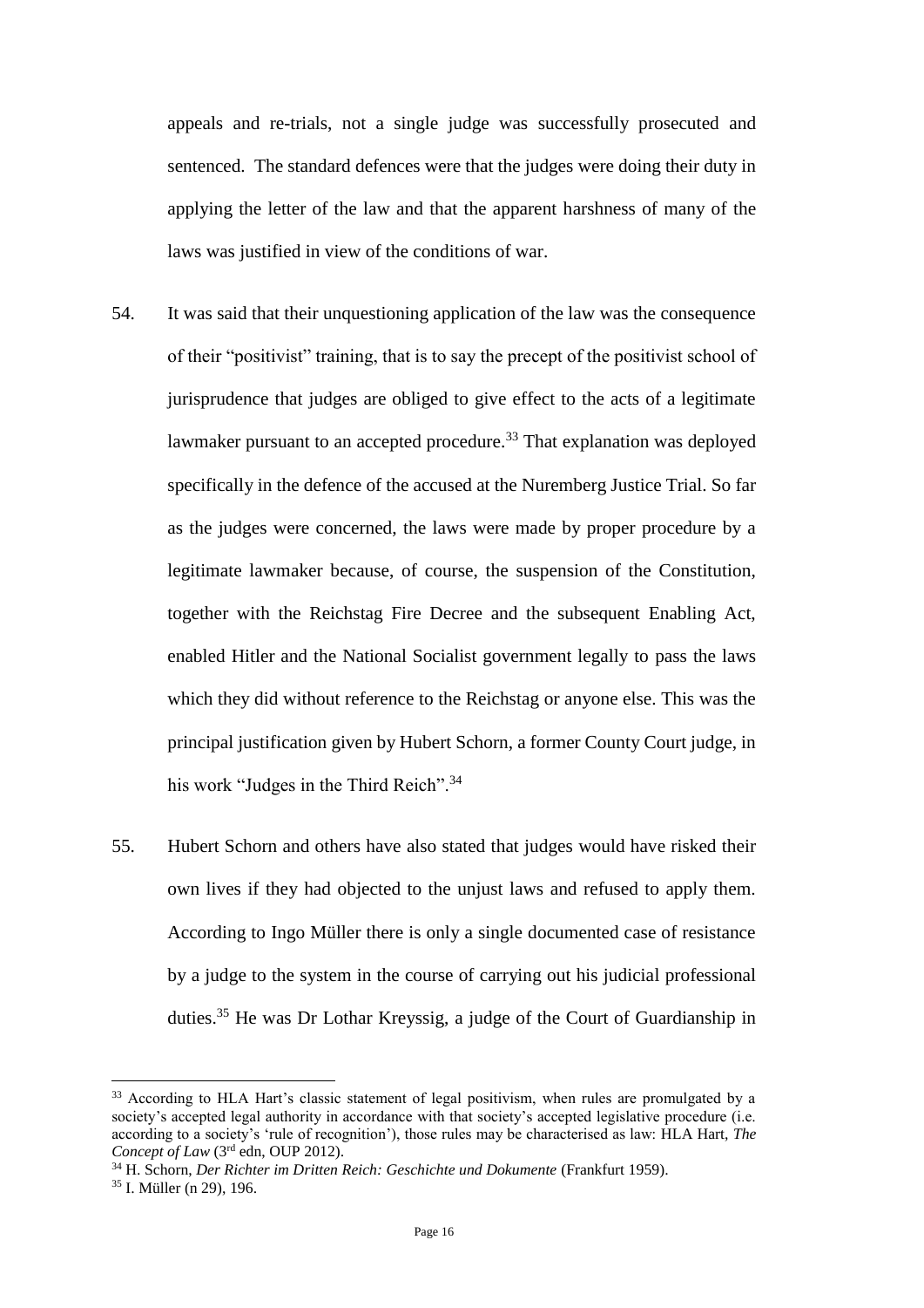appeals and re-trials, not a single judge was successfully prosecuted and sentenced. The standard defences were that the judges were doing their duty in applying the letter of the law and that the apparent harshness of many of the laws was justified in view of the conditions of war.

54. It was said that their unquestioning application of the law was the consequence of their "positivist" training, that is to say the precept of the positivist school of jurisprudence that judges are obliged to give effect to the acts of a legitimate lawmaker pursuant to an accepted procedure.[33] That explanation was deployed specifically in the defence of the accused at the Nuremberg Justice Trial. So far as the judges were concerned, the laws were made by proper procedure by a legitimate lawmaker because, of course, the suspension of the Constitution, together with the Reichstag Fire Decree and the subsequent Enabling Act, enabled Hitler and the National Socialist government legally to pass the laws which they did without reference to the Reichstag or anyone else. This was the principal justification given by Hubert Schorn, a former County Court judge, in his work "Judges in the Third Reich".[34]

55. Hubert Schorn and others have also stated that judges would have risked their own lives if they had objected to the unjust laws and refused to apply them. According to Ingo Müller there is only a single documented case of resistance by a judge to the system in the course of carrying out his judicial professional duties.[35] He was Dr Lothar Kreyssig, a judge of the Court of Guardianship in

---

[33] According to HLA Hart's classic statement of legal positivism, when rules are promulgated by a society's accepted legal authority in accordance with that society's accepted legislative procedure (i.e. according to a society's 'rule of recognition'), those rules may be characterised as law: HLA Hart, *The Concept of Law* (3rd edn, OUP 2012).

[34] H. Schorn, *Der Richter im Dritten Reich: Geschichte und Dokumente* (Frankfurt 1959).

[35] I. Müller (n 29), 196.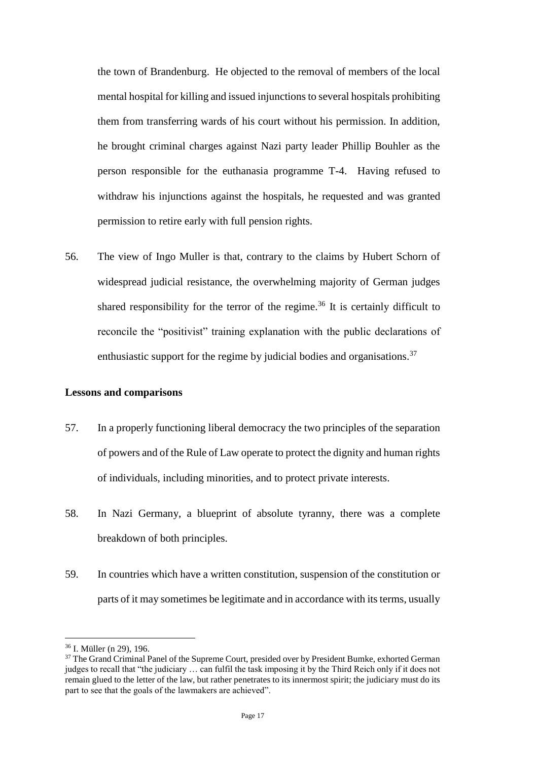the town of Brandenburg. He objected to the removal of members of the local mental hospital for killing and issued injunctions to several hospitals prohibiting them from transferring wards of his court without his permission. In addition, he brought criminal charges against Nazi party leader Phillip Bouhler as the person responsible for the euthanasia programme T-4. Having refused to withdraw his injunctions against the hospitals, he requested and was granted permission to retire early with full pension rights.

56. The view of Ingo Muller is that, contrary to the claims by Hubert Schorn of widespread judicial resistance, the overwhelming majority of German judges shared responsibility for the terror of the regime.[36] It is certainly difficult to reconcile the "positivist" training explanation with the public declarations of enthusiastic support for the regime by judicial bodies and organisations.[37]

**Lessons and comparisons**

57. In a properly functioning liberal democracy the two principles of the separation of powers and of the Rule of Law operate to protect the dignity and human rights of individuals, including minorities, and to protect private interests.

58. In Nazi Germany, a blueprint of absolute tyranny, there was a complete breakdown of both principles.

59. In countries which have a written constitution, suspension of the constitution or parts of it may sometimes be legitimate and in accordance with its terms, usually

---

[36] I. Müller (n 29), 196.

[37] The Grand Criminal Panel of the Supreme Court, presided over by President Bumke, exhorted German judges to recall that "the judiciary … can fulfil the task imposing it by the Third Reich only if it does not remain glued to the letter of the law, but rather penetrates to its innermost spirit; the judiciary must do its part to see that the goals of the lawmakers are achieved".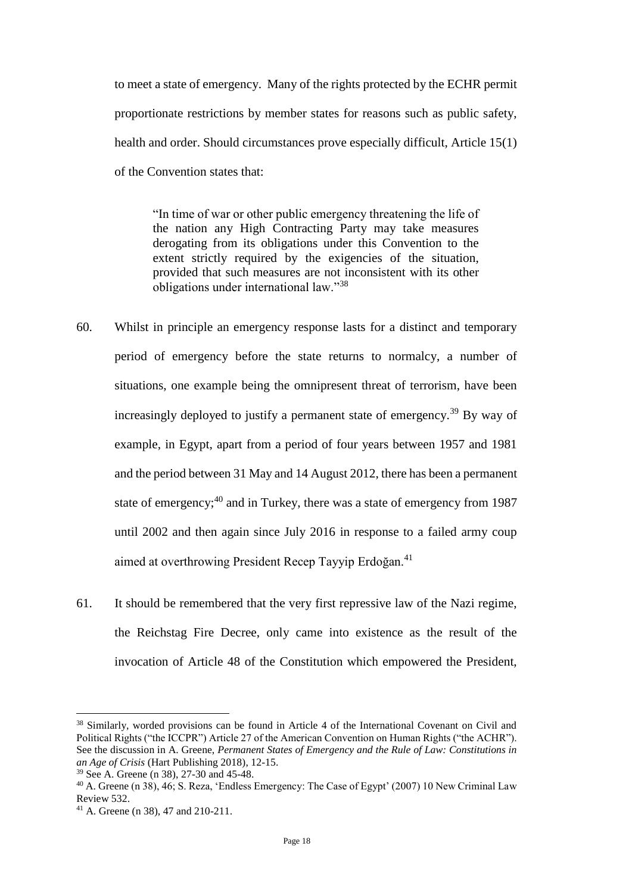to meet a state of emergency. Many of the rights protected by the ECHR permit proportionate restrictions by member states for reasons such as public safety, health and order. Should circumstances prove especially difficult, Article 15(1) of the Convention states that:

> "In time of war or other public emergency threatening the life of the nation any High Contracting Party may take measures derogating from its obligations under this Convention to the extent strictly required by the exigencies of the situation, provided that such measures are not inconsistent with its other obligations under international law."[38]

60. Whilst in principle an emergency response lasts for a distinct and temporary period of emergency before the state returns to normalcy, a number of situations, one example being the omnipresent threat of terrorism, have been increasingly deployed to justify a permanent state of emergency.[39] By way of example, in Egypt, apart from a period of four years between 1957 and 1981 and the period between 31 May and 14 August 2012, there has been a permanent state of emergency;[40] and in Turkey, there was a state of emergency from 1987 until 2002 and then again since July 2016 in response to a failed army coup aimed at overthrowing President Recep Tayyip Erdoğan.[41]

61. It should be remembered that the very first repressive law of the Nazi regime, the Reichstag Fire Decree, only came into existence as the result of the invocation of Article 48 of the Constitution which empowered the President,

---

[38] Similarly, worded provisions can be found in Article 4 of the International Covenant on Civil and Political Rights ("the ICCPR") Article 27 of the American Convention on Human Rights ("the ACHR"). See the discussion in A. Greene, *Permanent States of Emergency and the Rule of Law: Constitutions in an Age of Crisis* (Hart Publishing 2018), 12-15.

[39] See A. Greene (n 38), 27-30 and 45-48.

[40] A. Greene (n 38), 46; S. Reza, 'Endless Emergency: The Case of Egypt' (2007) 10 New Criminal Law Review 532.

[41] A. Greene (n 38), 47 and 210-211.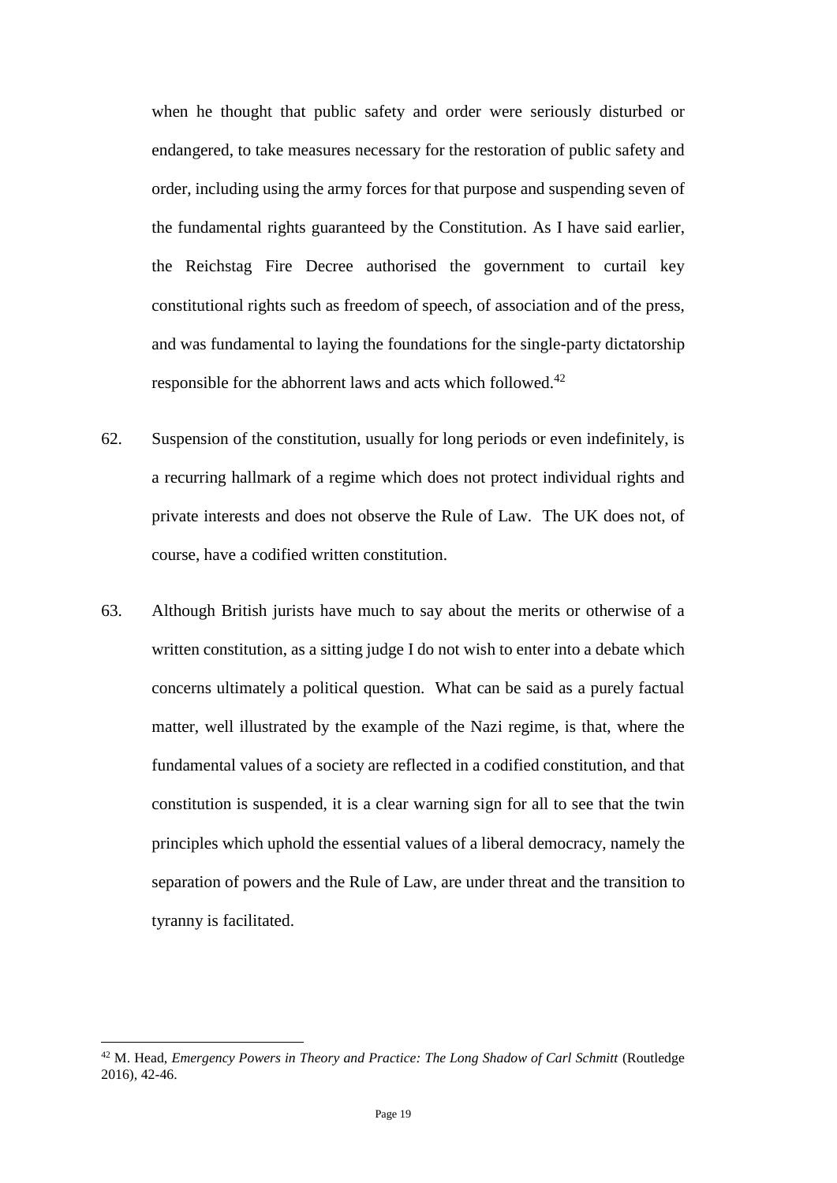when he thought that public safety and order were seriously disturbed or endangered, to take measures necessary for the restoration of public safety and order, including using the army forces for that purpose and suspending seven of the fundamental rights guaranteed by the Constitution. As I have said earlier, the Reichstag Fire Decree authorised the government to curtail key constitutional rights such as freedom of speech, of association and of the press, and was fundamental to laying the foundations for the single-party dictatorship responsible for the abhorrent laws and acts which followed.[42]

62. Suspension of the constitution, usually for long periods or even indefinitely, is a recurring hallmark of a regime which does not protect individual rights and private interests and does not observe the Rule of Law. The UK does not, of course, have a codified written constitution.

63. Although British jurists have much to say about the merits or otherwise of a written constitution, as a sitting judge I do not wish to enter into a debate which concerns ultimately a political question. What can be said as a purely factual matter, well illustrated by the example of the Nazi regime, is that, where the fundamental values of a society are reflected in a codified constitution, and that constitution is suspended, it is a clear warning sign for all to see that the twin principles which uphold the essential values of a liberal democracy, namely the separation of powers and the Rule of Law, are under threat and the transition to tyranny is facilitated.

---

[42] M. Head, *Emergency Powers in Theory and Practice: The Long Shadow of Carl Schmitt* (Routledge 2016), 42-46.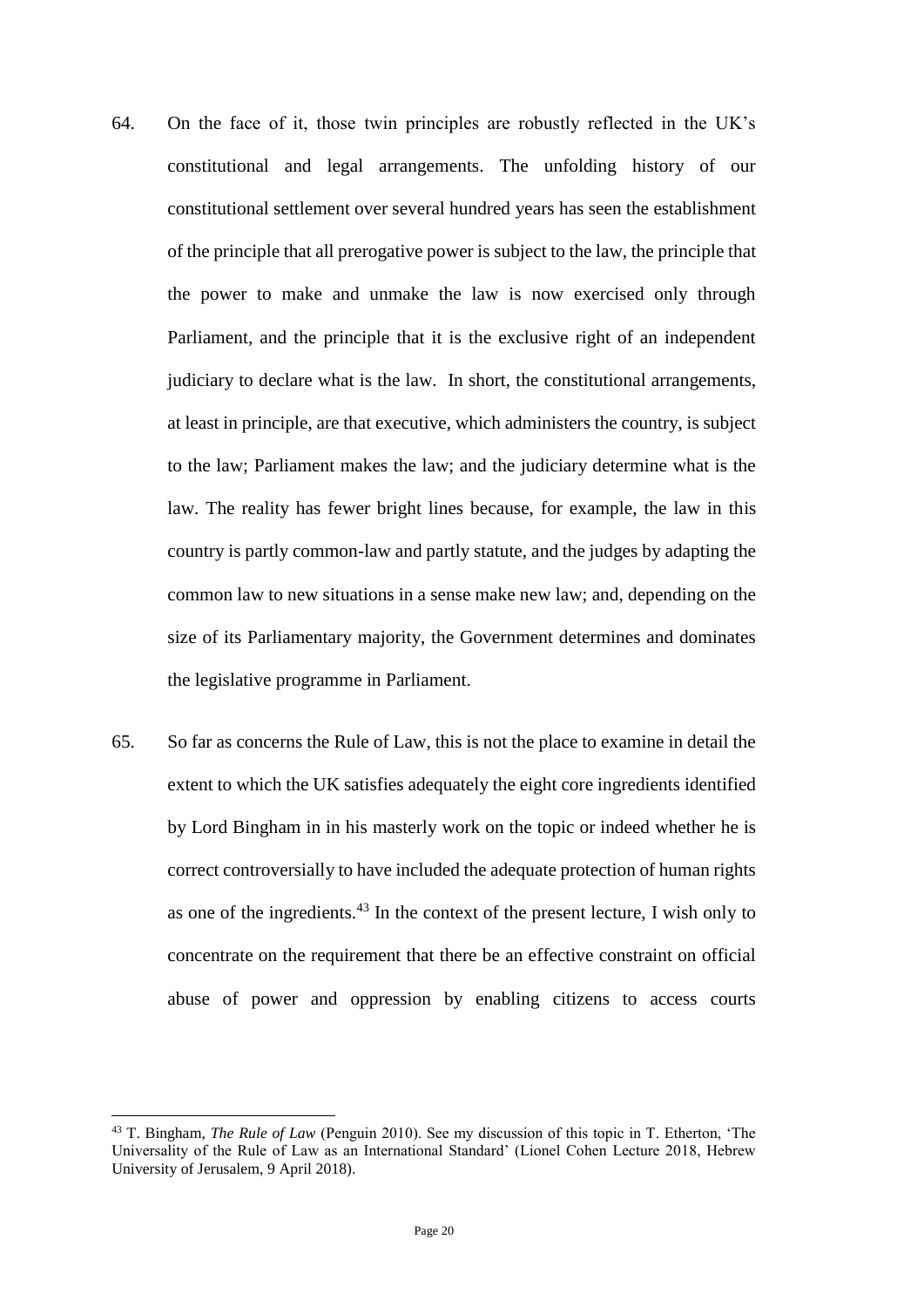64. On the face of it, those twin principles are robustly reflected in the UK's constitutional and legal arrangements. The unfolding history of our constitutional settlement over several hundred years has seen the establishment of the principle that all prerogative power is subject to the law, the principle that the power to make and unmake the law is now exercised only through Parliament, and the principle that it is the exclusive right of an independent judiciary to declare what is the law. In short, the constitutional arrangements, at least in principle, are that executive, which administers the country, is subject to the law; Parliament makes the law; and the judiciary determine what is the law. The reality has fewer bright lines because, for example, the law in this country is partly common-law and partly statute, and the judges by adapting the common law to new situations in a sense make new law; and, depending on the size of its Parliamentary majority, the Government determines and dominates the legislative programme in Parliament.

65. So far as concerns the Rule of Law, this is not the place to examine in detail the extent to which the UK satisfies adequately the eight core ingredients identified by Lord Bingham in in his masterly work on the topic or indeed whether he is correct controversially to have included the adequate protection of human rights as one of the ingredients.[43] In the context of the present lecture, I wish only to concentrate on the requirement that there be an effective constraint on official abuse of power and oppression by enabling citizens to access courts

---

[43] T. Bingham, *The Rule of Law* (Penguin 2010). See my discussion of this topic in T. Etherton, 'The Universality of the Rule of Law as an International Standard' (Lionel Cohen Lecture 2018, Hebrew University of Jerusalem, 9 April 2018).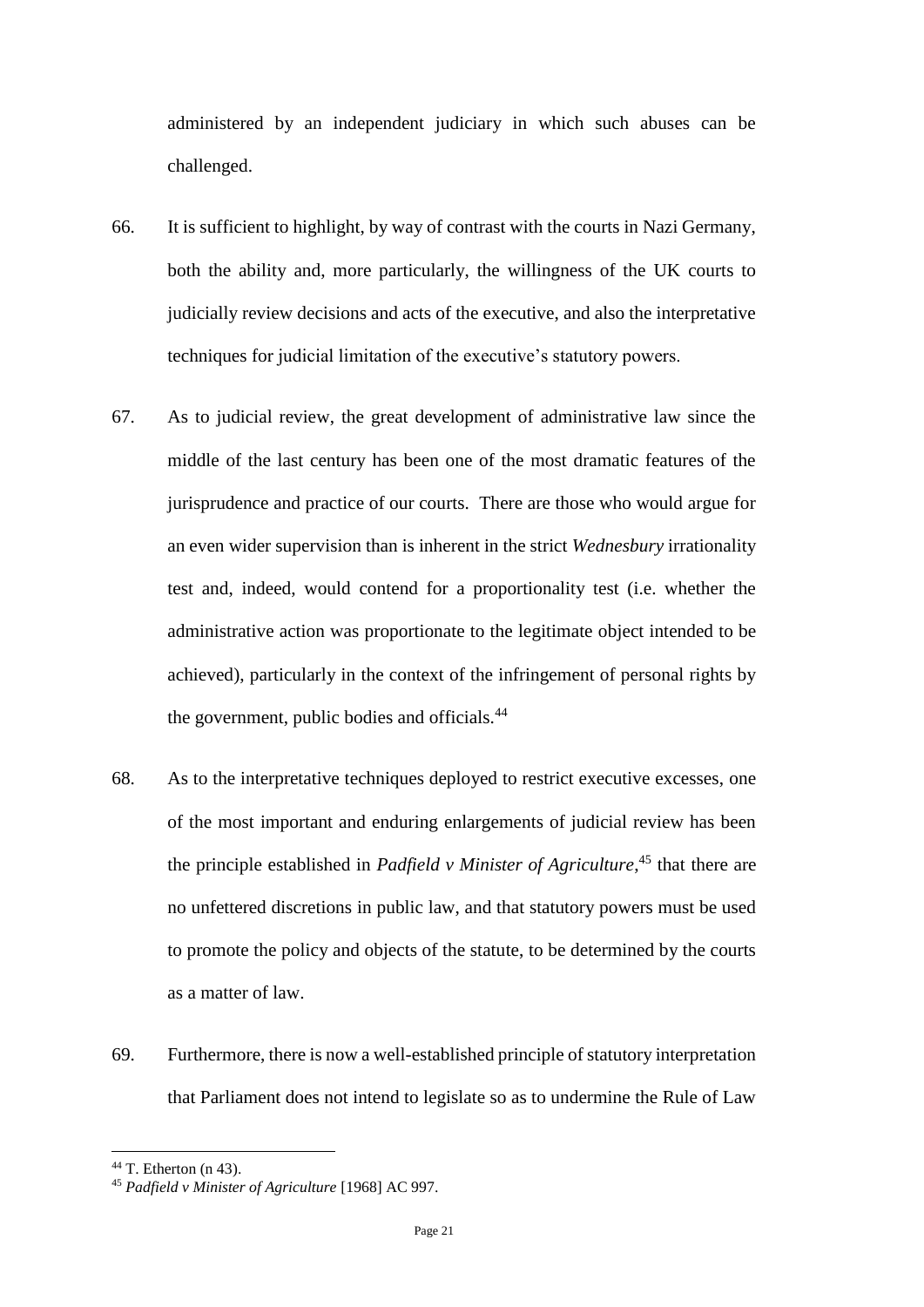administered by an independent judiciary in which such abuses can be challenged.

66. It is sufficient to highlight, by way of contrast with the courts in Nazi Germany, both the ability and, more particularly, the willingness of the UK courts to judicially review decisions and acts of the executive, and also the interpretative techniques for judicial limitation of the executive's statutory powers.

67. As to judicial review, the great development of administrative law since the middle of the last century has been one of the most dramatic features of the jurisprudence and practice of our courts. There are those who would argue for an even wider supervision than is inherent in the strict *Wednesbury* irrationality test and, indeed, would contend for a proportionality test (i.e. whether the administrative action was proportionate to the legitimate object intended to be achieved), particularly in the context of the infringement of personal rights by the government, public bodies and officials.[44]

68. As to the interpretative techniques deployed to restrict executive excesses, one of the most important and enduring enlargements of judicial review has been the principle established in *Padfield v Minister of Agriculture*,[45] that there are no unfettered discretions in public law, and that statutory powers must be used to promote the policy and objects of the statute, to be determined by the courts as a matter of law.

69. Furthermore, there is now a well-established principle of statutory interpretation that Parliament does not intend to legislate so as to undermine the Rule of Law

---

[44] T. Etherton (n 43).

[45] *Padfield v Minister of Agriculture* [1968] AC 997.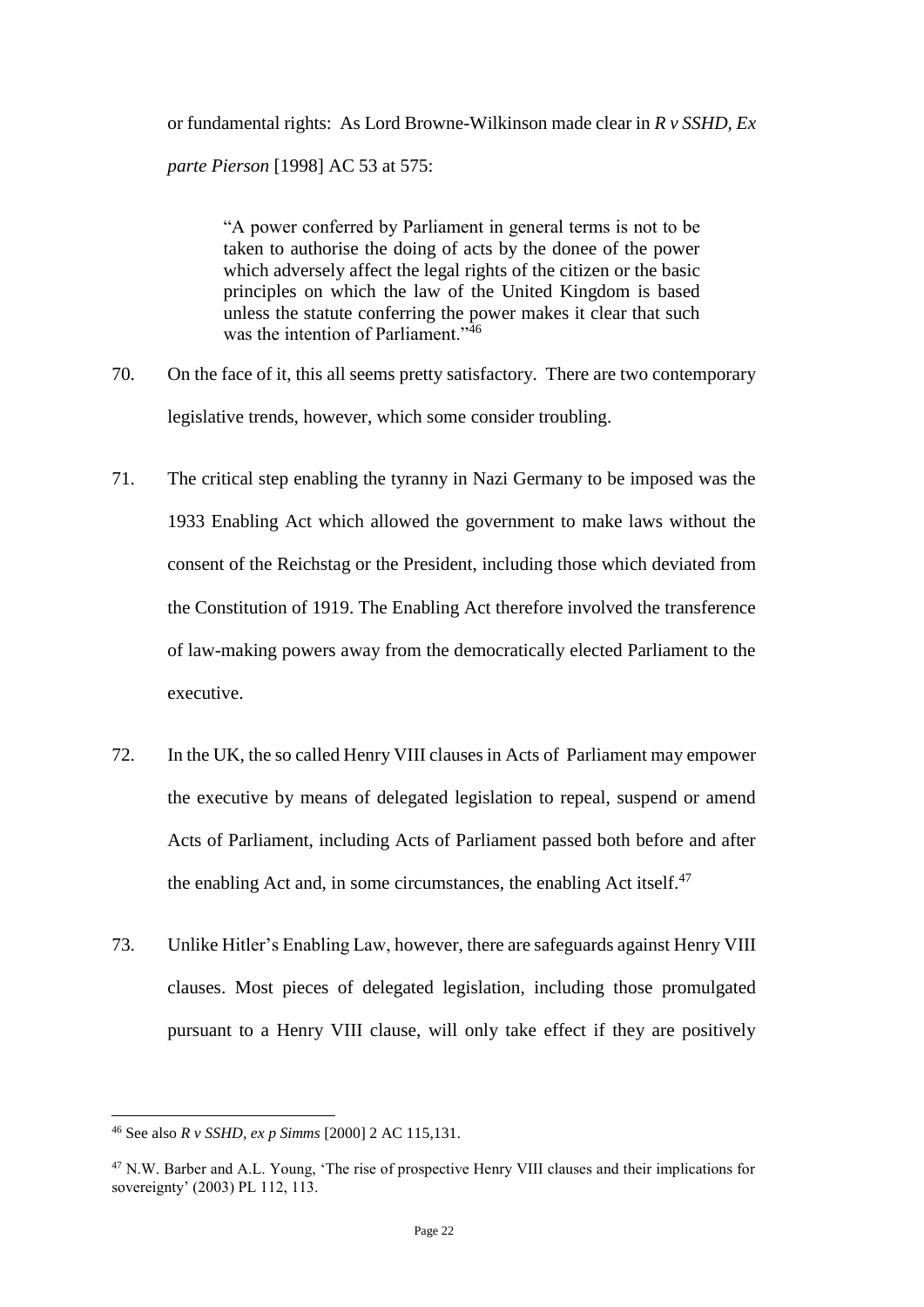or fundamental rights: As Lord Browne-Wilkinson made clear in *R v SSHD, Ex parte Pierson* [1998] AC 53 at 575:

> "A power conferred by Parliament in general terms is not to be taken to authorise the doing of acts by the donee of the power which adversely affect the legal rights of the citizen or the basic principles on which the law of the United Kingdom is based unless the statute conferring the power makes it clear that such was the intention of Parliament."[46]

70. On the face of it, this all seems pretty satisfactory. There are two contemporary legislative trends, however, which some consider troubling.

71. The critical step enabling the tyranny in Nazi Germany to be imposed was the 1933 Enabling Act which allowed the government to make laws without the consent of the Reichstag or the President, including those which deviated from the Constitution of 1919. The Enabling Act therefore involved the transference of law-making powers away from the democratically elected Parliament to the executive.

72. In the UK, the so called Henry VIII clauses in Acts of Parliament may empower the executive by means of delegated legislation to repeal, suspend or amend Acts of Parliament, including Acts of Parliament passed both before and after the enabling Act and, in some circumstances, the enabling Act itself.[47]

73. Unlike Hitler's Enabling Law, however, there are safeguards against Henry VIII clauses. Most pieces of delegated legislation, including those promulgated pursuant to a Henry VIII clause, will only take effect if they are positively

---

[46] See also *R v SSHD, ex p Simms* [2000] 2 AC 115,131.

[47] N.W. Barber and A.L. Young, 'The rise of prospective Henry VIII clauses and their implications for sovereignty' (2003) PL 112, 113.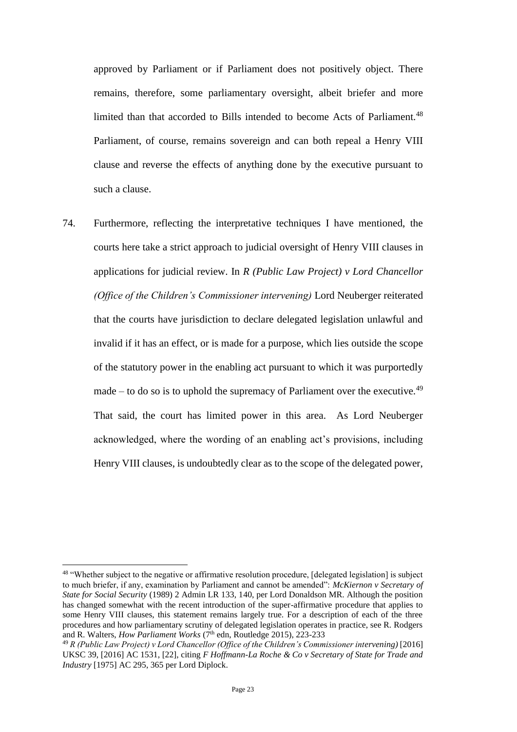approved by Parliament or if Parliament does not positively object. There remains, therefore, some parliamentary oversight, albeit briefer and more limited than that accorded to Bills intended to become Acts of Parliament.[48] Parliament, of course, remains sovereign and can both repeal a Henry VIII clause and reverse the effects of anything done by the executive pursuant to such a clause.

74. Furthermore, reflecting the interpretative techniques I have mentioned, the courts here take a strict approach to judicial oversight of Henry VIII clauses in applications for judicial review. In *R (Public Law Project) v Lord Chancellor (Office of the Children's Commissioner intervening)* Lord Neuberger reiterated that the courts have jurisdiction to declare delegated legislation unlawful and invalid if it has an effect, or is made for a purpose, which lies outside the scope of the statutory power in the enabling act pursuant to which it was purportedly made – to do so is to uphold the supremacy of Parliament over the executive.[49] That said, the court has limited power in this area. As Lord Neuberger acknowledged, where the wording of an enabling act's provisions, including Henry VIII clauses, is undoubtedly clear as to the scope of the delegated power,

---

[48] "Whether subject to the negative or affirmative resolution procedure, [delegated legislation] is subject to much briefer, if any, examination by Parliament and cannot be amended": *McKiernon v Secretary of State for Social Security* (1989) 2 Admin LR 133, 140, per Lord Donaldson MR. Although the position has changed somewhat with the recent introduction of the super-affirmative procedure that applies to some Henry VIII clauses, this statement remains largely true. For a description of each of the three procedures and how parliamentary scrutiny of delegated legislation operates in practice, see R. Rodgers and R. Walters, *How Parliament Works* (7th edn, Routledge 2015), 223-233

[49] *R (Public Law Project) v Lord Chancellor (Office of the Children's Commissioner intervening)* [2016] UKSC 39, [2016] AC 1531, [22], citing *F Hoffmann-La Roche & Co v Secretary of State for Trade and Industry* [1975] AC 295, 365 per Lord Diplock.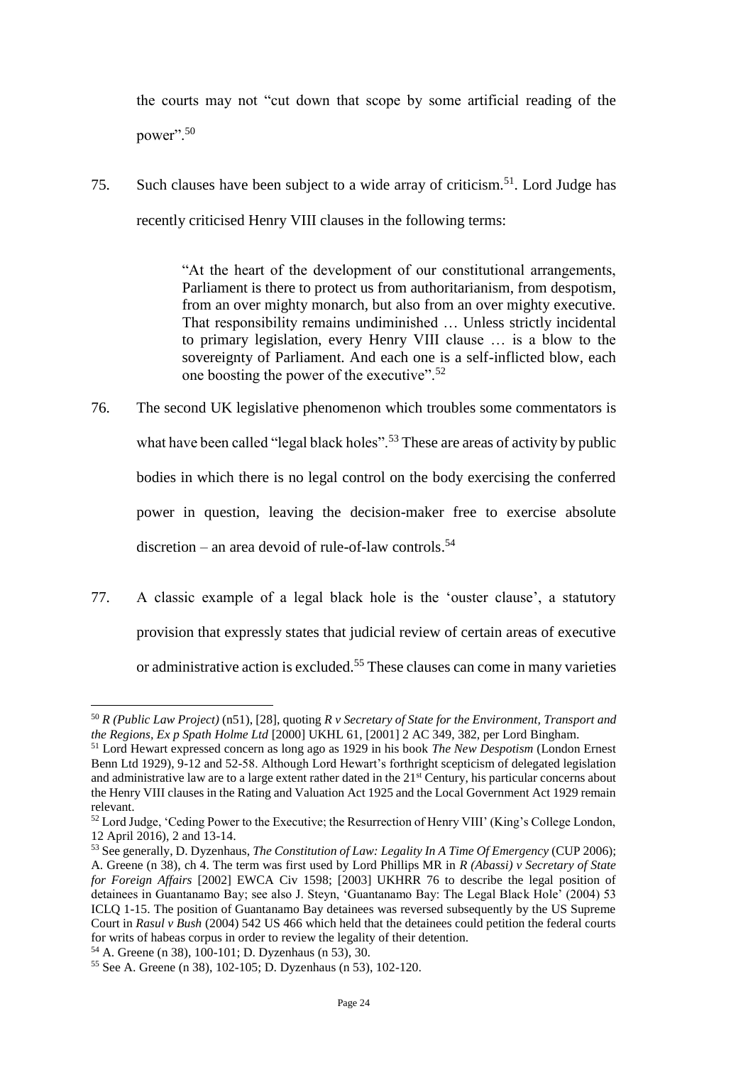the courts may not "cut down that scope by some artificial reading of the power".[50]

75. Such clauses have been subject to a wide array of criticism.[51]. Lord Judge has recently criticised Henry VIII clauses in the following terms:

> "At the heart of the development of our constitutional arrangements, Parliament is there to protect us from authoritarianism, from despotism, from an over mighty monarch, but also from an over mighty executive. That responsibility remains undiminished … Unless strictly incidental to primary legislation, every Henry VIII clause … is a blow to the sovereignty of Parliament. And each one is a self-inflicted blow, each one boosting the power of the executive".[52]

76. The second UK legislative phenomenon which troubles some commentators is what have been called "legal black holes".[53] These are areas of activity by public bodies in which there is no legal control on the body exercising the conferred power in question, leaving the decision-maker free to exercise absolute discretion – an area devoid of rule-of-law controls.[54]

77. A classic example of a legal black hole is the 'ouster clause', a statutory provision that expressly states that judicial review of certain areas of executive or administrative action is excluded.[55] These clauses can come in many varieties

---

[50] *R (Public Law Project)* (n51), [28], quoting *R v Secretary of State for the Environment, Transport and the Regions, Ex p Spath Holme Ltd* [2000] UKHL 61, [2001] 2 AC 349, 382, per Lord Bingham.

[51] Lord Hewart expressed concern as long ago as 1929 in his book *The New Despotism* (London Ernest Benn Ltd 1929), 9-12 and 52-58. Although Lord Hewart's forthright scepticism of delegated legislation and administrative law are to a large extent rather dated in the 21st Century, his particular concerns about the Henry VIII clauses in the Rating and Valuation Act 1925 and the Local Government Act 1929 remain relevant.

[52] Lord Judge, 'Ceding Power to the Executive; the Resurrection of Henry VIII' (King's College London, 12 April 2016), 2 and 13-14.

[53] See generally, D. Dyzenhaus, *The Constitution of Law: Legality In A Time Of Emergency* (CUP 2006); A. Greene (n 38), ch 4. The term was first used by Lord Phillips MR in *R (Abassi) v Secretary of State for Foreign Affairs* [2002] EWCA Civ 1598; [2003] UKHRR 76 to describe the legal position of detainees in Guantanamo Bay; see also J. Steyn, 'Guantanamo Bay: The Legal Black Hole' (2004) 53 ICLQ 1-15. The position of Guantanamo Bay detainees was reversed subsequently by the US Supreme Court in *Rasul v Bush* (2004) 542 US 466 which held that the detainees could petition the federal courts for writs of habeas corpus in order to review the legality of their detention.

[54] A. Greene (n 38), 100-101; D. Dyzenhaus (n 53), 30.

[55] See A. Greene (n 38), 102-105; D. Dyzenhaus (n 53), 102-120.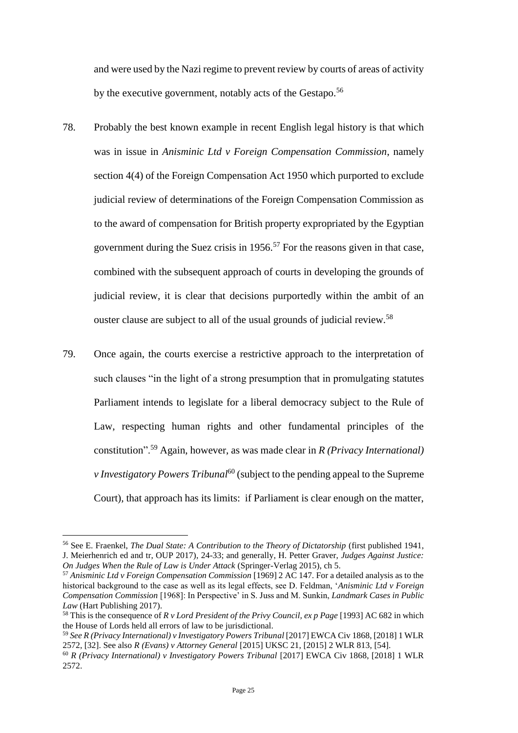and were used by the Nazi regime to prevent review by courts of areas of activity by the executive government, notably acts of the Gestapo.[56]

78. Probably the best known example in recent English legal history is that which was in issue in *Anisminic Ltd v Foreign Compensation Commission*, namely section 4(4) of the Foreign Compensation Act 1950 which purported to exclude judicial review of determinations of the Foreign Compensation Commission as to the award of compensation for British property expropriated by the Egyptian government during the Suez crisis in 1956.[57] For the reasons given in that case, combined with the subsequent approach of courts in developing the grounds of judicial review, it is clear that decisions purportedly within the ambit of an ouster clause are subject to all of the usual grounds of judicial review.[58]

79. Once again, the courts exercise a restrictive approach to the interpretation of such clauses "in the light of a strong presumption that in promulgating statutes Parliament intends to legislate for a liberal democracy subject to the Rule of Law, respecting human rights and other fundamental principles of the constitution".[59] Again, however, as was made clear in *R (Privacy International) v Investigatory Powers Tribunal*[60] (subject to the pending appeal to the Supreme Court), that approach has its limits: if Parliament is clear enough on the matter,

---

[56] See E. Fraenkel, *The Dual State: A Contribution to the Theory of Dictatorship* (first published 1941, J. Meierhenrich ed and tr, OUP 2017), 24-33; and generally, H. Petter Graver, *Judges Against Justice: On Judges When the Rule of Law is Under Attack* (Springer-Verlag 2015), ch 5.

[57] *Anisminic Ltd v Foreign Compensation Commission* [1969] 2 AC 147. For a detailed analysis as to the historical background to the case as well as its legal effects, see D. Feldman, '*Anisminic Ltd v Foreign Compensation Commission* [1968]: In Perspective' in S. Juss and M. Sunkin, *Landmark Cases in Public Law* (Hart Publishing 2017).

[58] This is the consequence of *R v Lord President of the Privy Council, ex p Page* [1993] AC 682 in which the House of Lords held all errors of law to be jurisdictional.

[59] *See R (Privacy International) v Investigatory Powers Tribunal* [2017] EWCA Civ 1868, [2018] 1 WLR 2572, [32]. See also *R (Evans) v Attorney General* [2015] UKSC 21, [2015] 2 WLR 813, [54].

[60] *R (Privacy International) v Investigatory Powers Tribunal* [2017] EWCA Civ 1868, [2018] 1 WLR 2572.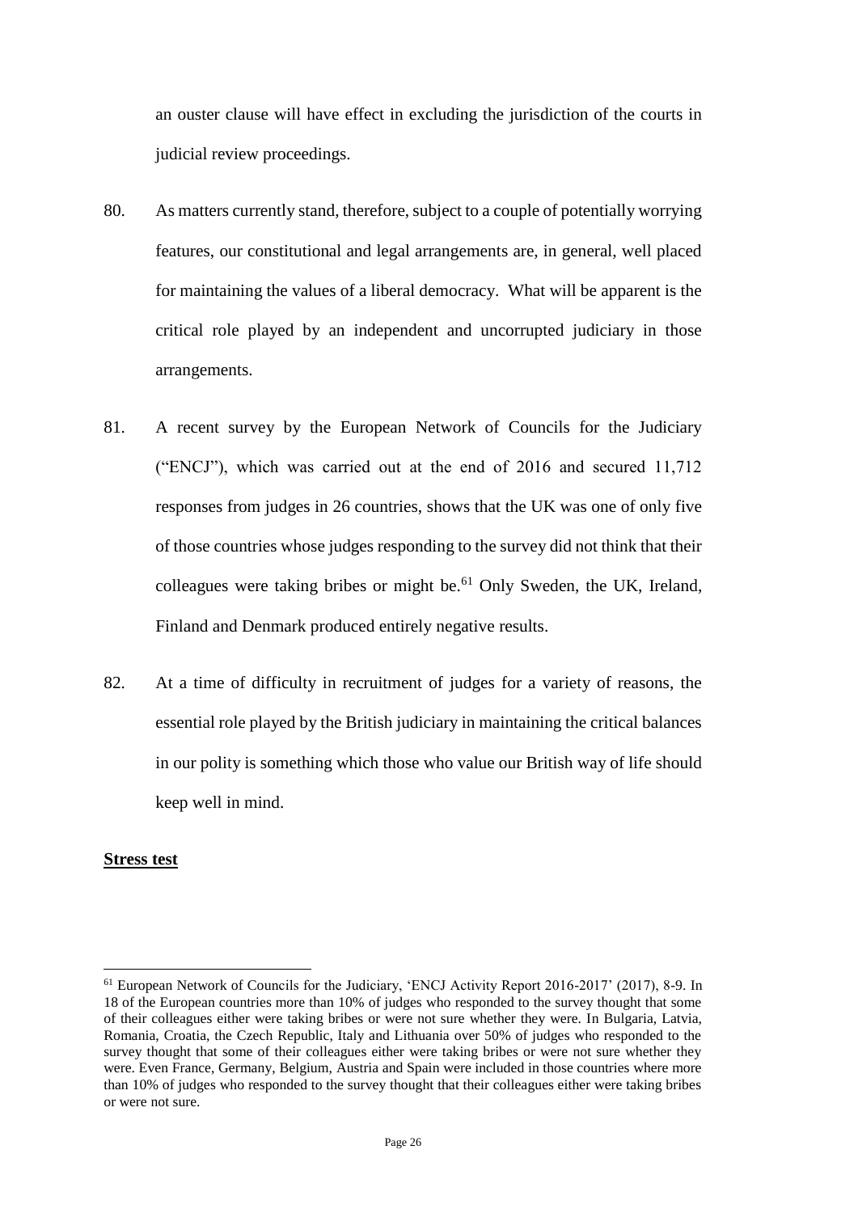an ouster clause will have effect in excluding the jurisdiction of the courts in judicial review proceedings.

80. As matters currently stand, therefore, subject to a couple of potentially worrying features, our constitutional and legal arrangements are, in general, well placed for maintaining the values of a liberal democracy. What will be apparent is the critical role played by an independent and uncorrupted judiciary in those arrangements.

81. A recent survey by the European Network of Councils for the Judiciary ("ENCJ"), which was carried out at the end of 2016 and secured 11,712 responses from judges in 26 countries, shows that the UK was one of only five of those countries whose judges responding to the survey did not think that their colleagues were taking bribes or might be.[61] Only Sweden, the UK, Ireland, Finland and Denmark produced entirely negative results.

82. At a time of difficulty in recruitment of judges for a variety of reasons, the essential role played by the British judiciary in maintaining the critical balances in our polity is something which those who value our British way of life should keep well in mind.

**Stress test**

---

[61] European Network of Councils for the Judiciary, 'ENCJ Activity Report 2016-2017' (2017), 8-9. In 18 of the European countries more than 10% of judges who responded to the survey thought that some of their colleagues either were taking bribes or were not sure whether they were. In Bulgaria, Latvia, Romania, Croatia, the Czech Republic, Italy and Lithuania over 50% of judges who responded to the survey thought that some of their colleagues either were taking bribes or were not sure whether they were. Even France, Germany, Belgium, Austria and Spain were included in those countries where more than 10% of judges who responded to the survey thought that their colleagues either were taking bribes or were not sure.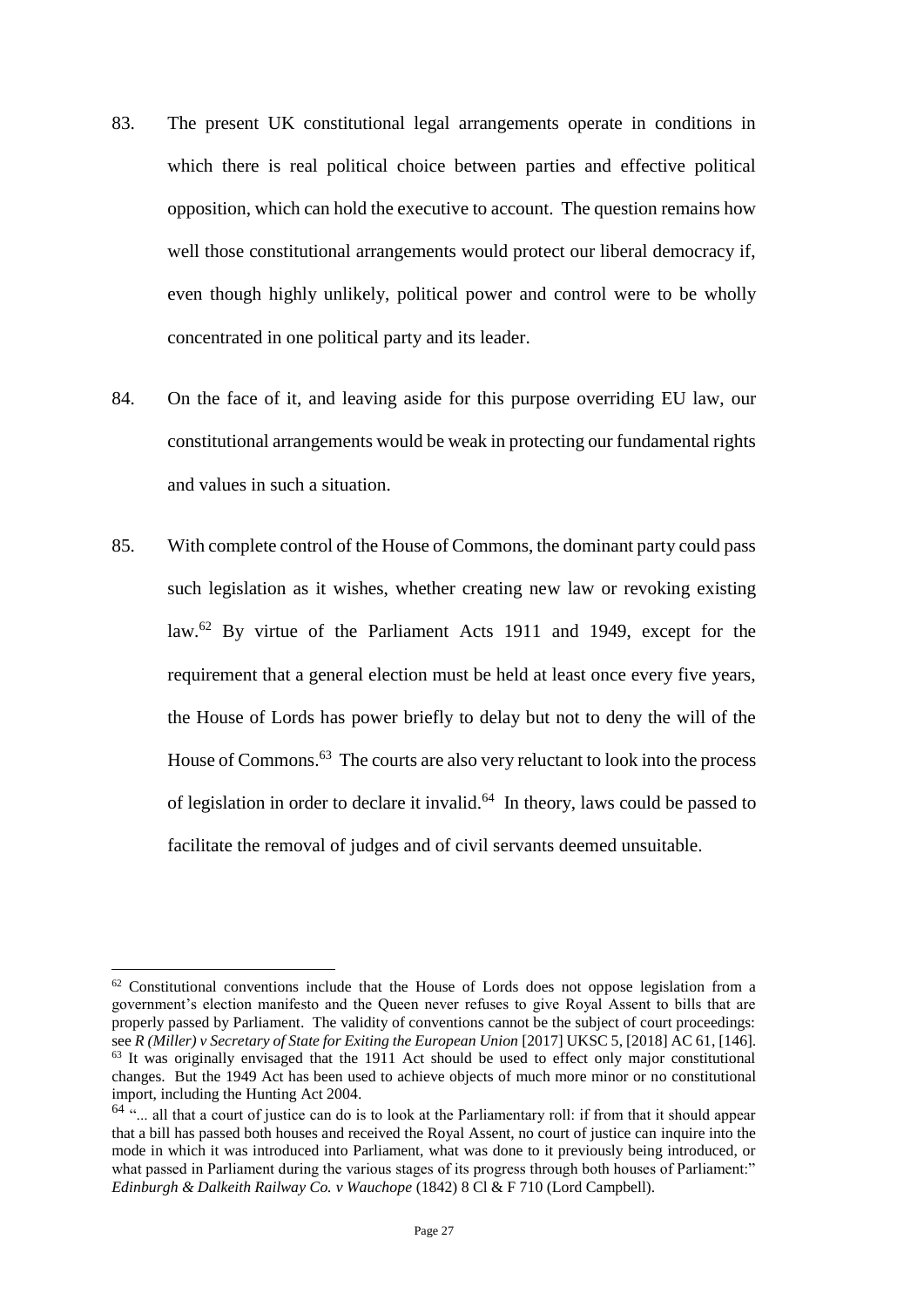83. The present UK constitutional legal arrangements operate in conditions in which there is real political choice between parties and effective political opposition, which can hold the executive to account. The question remains how well those constitutional arrangements would protect our liberal democracy if, even though highly unlikely, political power and control were to be wholly concentrated in one political party and its leader.

84. On the face of it, and leaving aside for this purpose overriding EU law, our constitutional arrangements would be weak in protecting our fundamental rights and values in such a situation.

85. With complete control of the House of Commons, the dominant party could pass such legislation as it wishes, whether creating new law or revoking existing law.[62] By virtue of the Parliament Acts 1911 and 1949, except for the requirement that a general election must be held at least once every five years, the House of Lords has power briefly to delay but not to deny the will of the House of Commons.[63] The courts are also very reluctant to look into the process of legislation in order to declare it invalid.[64] In theory, laws could be passed to facilitate the removal of judges and of civil servants deemed unsuitable.

---

[62] Constitutional conventions include that the House of Lords does not oppose legislation from a government's election manifesto and the Queen never refuses to give Royal Assent to bills that are properly passed by Parliament. The validity of conventions cannot be the subject of court proceedings: see *R (Miller) v Secretary of State for Exiting the European Union* [2017] UKSC 5, [2018] AC 61, [146].

[63] It was originally envisaged that the 1911 Act should be used to effect only major constitutional changes. But the 1949 Act has been used to achieve objects of much more minor or no constitutional import, including the Hunting Act 2004.

[64] "... all that a court of justice can do is to look at the Parliamentary roll: if from that it should appear that a bill has passed both houses and received the Royal Assent, no court of justice can inquire into the mode in which it was introduced into Parliament, what was done to it previously being introduced, or what passed in Parliament during the various stages of its progress through both houses of Parliament:" *Edinburgh & Dalkeith Railway Co. v Wauchope* (1842) 8 Cl & F 710 (Lord Campbell).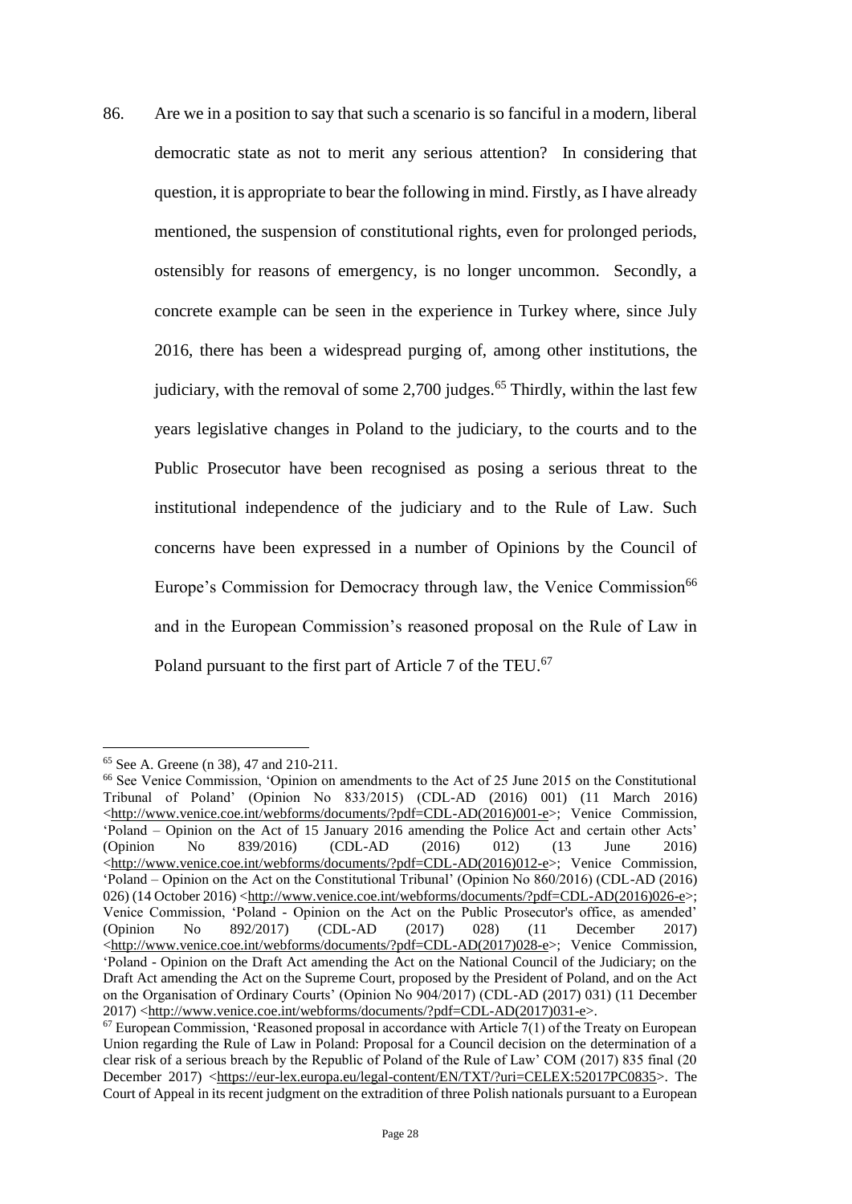86. Are we in a position to say that such a scenario is so fanciful in a modern, liberal democratic state as not to merit any serious attention? In considering that question, it is appropriate to bear the following in mind. Firstly, as I have already mentioned, the suspension of constitutional rights, even for prolonged periods, ostensibly for reasons of emergency, is no longer uncommon. Secondly, a concrete example can be seen in the experience in Turkey where, since July 2016, there has been a widespread purging of, among other institutions, the judiciary, with the removal of some 2,700 judges.[65] Thirdly, within the last few years legislative changes in Poland to the judiciary, to the courts and to the Public Prosecutor have been recognised as posing a serious threat to the institutional independence of the judiciary and to the Rule of Law. Such concerns have been expressed in a number of Opinions by the Council of Europe's Commission for Democracy through law, the Venice Commission[66] and in the European Commission's reasoned proposal on the Rule of Law in Poland pursuant to the first part of Article 7 of the TEU.[67]

---

[65] See A. Greene (n 38), 47 and 210-211.

[66] See Venice Commission, 'Opinion on amendments to the Act of 25 June 2015 on the Constitutional Tribunal of Poland' (Opinion No 833/2015) (CDL-AD (2016) 001) (11 March 2016) <http://www.venice.coe.int/webforms/documents/?pdf=CDL-AD(2016)001-e>; Venice Commission, 'Poland – Opinion on the Act of 15 January 2016 amending the Police Act and certain other Acts' (Opinion No 839/2016) (CDL-AD (2016) 012) (13 June 2016) <http://www.venice.coe.int/webforms/documents/?pdf=CDL-AD(2016)012-e>; Venice Commission, 'Poland – Opinion on the Act on the Constitutional Tribunal' (Opinion No 860/2016) (CDL-AD (2016) 026) (14 October 2016) <http://www.venice.coe.int/webforms/documents/?pdf=CDL-AD(2016)026-e>; Venice Commission, 'Poland - Opinion on the Act on the Public Prosecutor's office, as amended' (Opinion No 892/2017) (CDL-AD (2017) 028) (11 December 2017) <http://www.venice.coe.int/webforms/documents/?pdf=CDL-AD(2017)028-e>; Venice Commission, 'Poland - Opinion on the Draft Act amending the Act on the National Council of the Judiciary; on the Draft Act amending the Act on the Supreme Court, proposed by the President of Poland, and on the Act on the Organisation of Ordinary Courts' (Opinion No 904/2017) (CDL-AD (2017) 031) (11 December 2017) <http://www.venice.coe.int/webforms/documents/?pdf=CDL-AD(2017)031-e>.

[67] European Commission, 'Reasoned proposal in accordance with Article 7(1) of the Treaty on European Union regarding the Rule of Law in Poland: Proposal for a Council decision on the determination of a clear risk of a serious breach by the Republic of Poland of the Rule of Law' COM (2017) 835 final (20 December 2017) <https://eur-lex.europa.eu/legal-content/EN/TXT/?uri=CELEX:52017PC0835>. The Court of Appeal in its recent judgment on the extradition of three Polish nationals pursuant to a European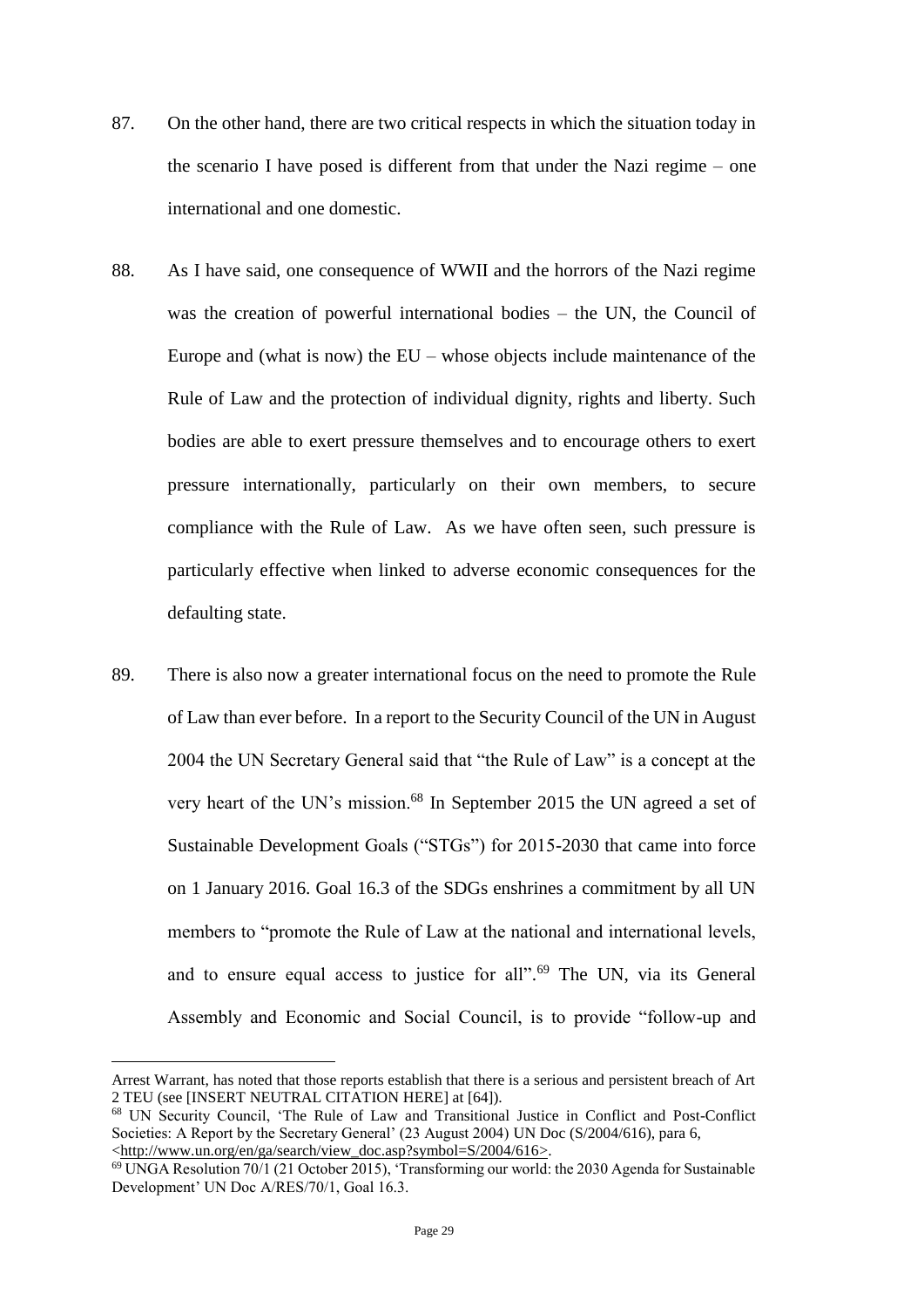87. On the other hand, there are two critical respects in which the situation today in the scenario I have posed is different from that under the Nazi regime – one international and one domestic.

88. As I have said, one consequence of WWII and the horrors of the Nazi regime was the creation of powerful international bodies – the UN, the Council of Europe and (what is now) the EU – whose objects include maintenance of the Rule of Law and the protection of individual dignity, rights and liberty. Such bodies are able to exert pressure themselves and to encourage others to exert pressure internationally, particularly on their own members, to secure compliance with the Rule of Law. As we have often seen, such pressure is particularly effective when linked to adverse economic consequences for the defaulting state.

89. There is also now a greater international focus on the need to promote the Rule of Law than ever before. In a report to the Security Council of the UN in August 2004 the UN Secretary General said that "the Rule of Law" is a concept at the very heart of the UN's mission.[68] In September 2015 the UN agreed a set of Sustainable Development Goals ("STGs") for 2015-2030 that came into force on 1 January 2016. Goal 16.3 of the SDGs enshrines a commitment by all UN members to "promote the Rule of Law at the national and international levels, and to ensure equal access to justice for all".[69] The UN, via its General Assembly and Economic and Social Council, is to provide "follow-up and

---

Arrest Warrant, has noted that those reports establish that there is a serious and persistent breach of Art 2 TEU (see [INSERT NEUTRAL CITATION HERE] at [64]).

[68] UN Security Council, 'The Rule of Law and Transitional Justice in Conflict and Post-Conflict Societies: A Report by the Secretary General' (23 August 2004) UN Doc (S/2004/616), para 6, <http://www.un.org/en/ga/search/view_doc.asp?symbol=S/2004/616>.

[69] UNGA Resolution 70/1 (21 October 2015), 'Transforming our world: the 2030 Agenda for Sustainable Development' UN Doc A/RES/70/1, Goal 16.3.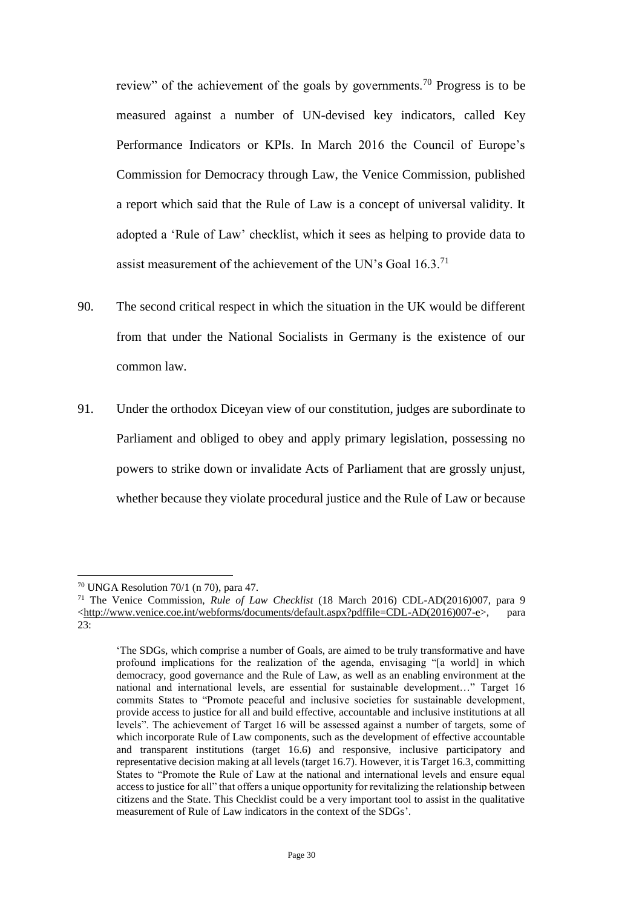review" of the achievement of the goals by governments.[70] Progress is to be measured against a number of UN-devised key indicators, called Key Performance Indicators or KPIs. In March 2016 the Council of Europe's Commission for Democracy through Law, the Venice Commission, published a report which said that the Rule of Law is a concept of universal validity. It adopted a 'Rule of Law' checklist, which it sees as helping to provide data to assist measurement of the achievement of the UN's Goal 16.3.[71]

90. The second critical respect in which the situation in the UK would be different from that under the National Socialists in Germany is the existence of our common law.

91. Under the orthodox Diceyan view of our constitution, judges are subordinate to Parliament and obliged to obey and apply primary legislation, possessing no powers to strike down or invalidate Acts of Parliament that are grossly unjust, whether because they violate procedural justice and the Rule of Law or because

---

[70] UNGA Resolution 70/1 (n 70), para 47.

[71] The Venice Commission, *Rule of Law Checklist* (18 March 2016) CDL-AD(2016)007, para 9 <http://www.venice.coe.int/webforms/documents/default.aspx?pdffile=CDL-AD(2016)007-e>, para 23:

> 'The SDGs, which comprise a number of Goals, are aimed to be truly transformative and have profound implications for the realization of the agenda, envisaging "[a world] in which democracy, good governance and the Rule of Law, as well as an enabling environment at the national and international levels, are essential for sustainable development…" Target 16 commits States to "Promote peaceful and inclusive societies for sustainable development, provide access to justice for all and build effective, accountable and inclusive institutions at all levels". The achievement of Target 16 will be assessed against a number of targets, some of which incorporate Rule of Law components, such as the development of effective accountable and transparent institutions (target 16.6) and responsive, inclusive participatory and representative decision making at all levels (target 16.7). However, it is Target 16.3, committing States to "Promote the Rule of Law at the national and international levels and ensure equal access to justice for all" that offers a unique opportunity for revitalizing the relationship between citizens and the State. This Checklist could be a very important tool to assist in the qualitative measurement of Rule of Law indicators in the context of the SDGs'.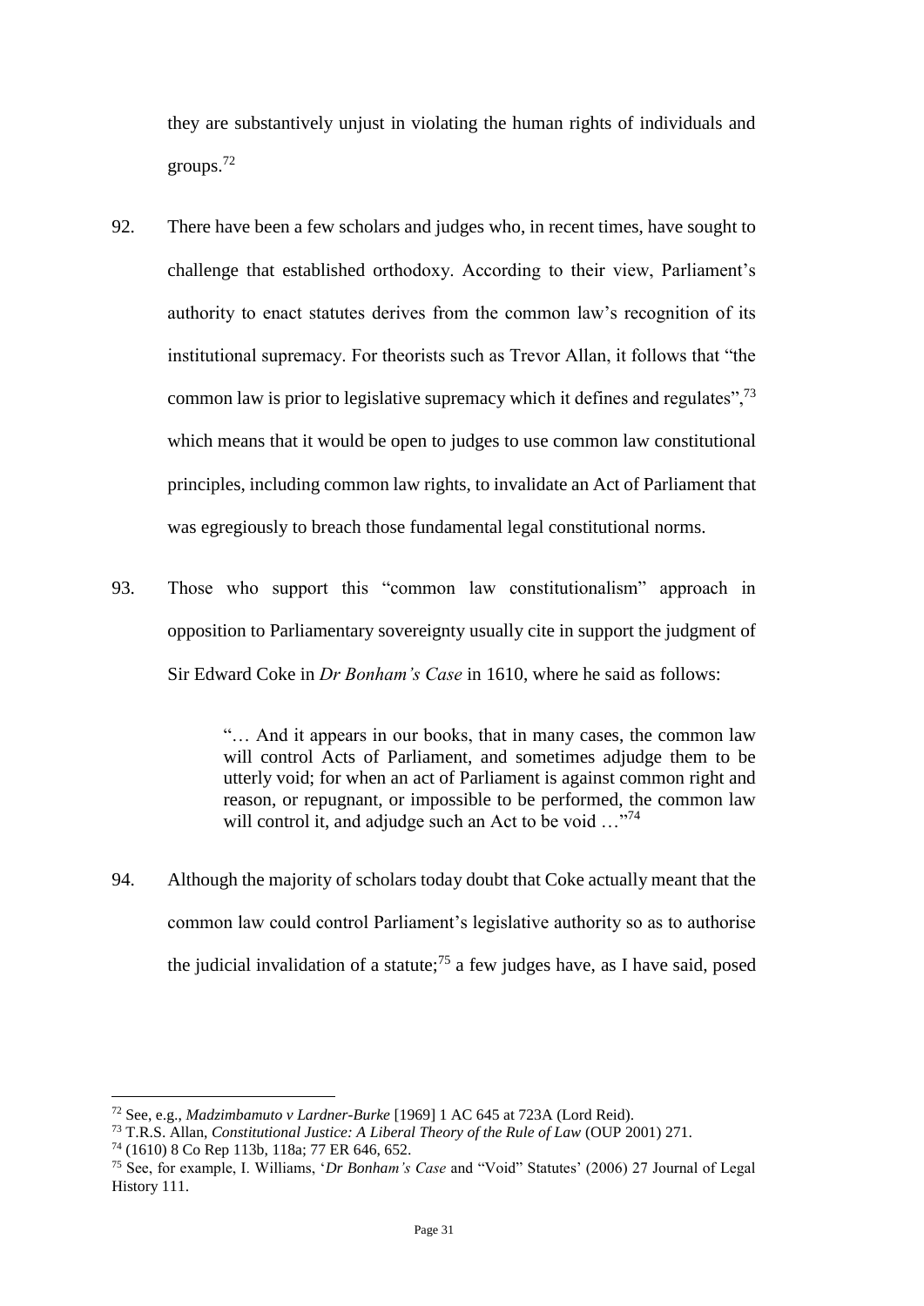they are substantively unjust in violating the human rights of individuals and groups.[72]

92. There have been a few scholars and judges who, in recent times, have sought to challenge that established orthodoxy. According to their view, Parliament's authority to enact statutes derives from the common law's recognition of its institutional supremacy. For theorists such as Trevor Allan, it follows that "the common law is prior to legislative supremacy which it defines and regulates",[73] which means that it would be open to judges to use common law constitutional principles, including common law rights, to invalidate an Act of Parliament that was egregiously to breach those fundamental legal constitutional norms.

93. Those who support this "common law constitutionalism" approach in opposition to Parliamentary sovereignty usually cite in support the judgment of Sir Edward Coke in *Dr Bonham's Case* in 1610, where he said as follows:

> "… And it appears in our books, that in many cases, the common law will control Acts of Parliament, and sometimes adjudge them to be utterly void; for when an act of Parliament is against common right and reason, or repugnant, or impossible to be performed, the common law will control it, and adjudge such an Act to be void …"[74]

94. Although the majority of scholars today doubt that Coke actually meant that the common law could control Parliament's legislative authority so as to authorise the judicial invalidation of a statute;[75] a few judges have, as I have said, posed

---

[72] See, e.g., *Madzimbamuto v Lardner-Burke* [1969] 1 AC 645 at 723A (Lord Reid).

[73] T.R.S. Allan, *Constitutional Justice: A Liberal Theory of the Rule of Law* (OUP 2001) 271.

[74] (1610) 8 Co Rep 113b, 118a; 77 ER 646, 652.

[75] See, for example, I. Williams, '*Dr Bonham's Case* and "Void" Statutes' (2006) 27 Journal of Legal History 111.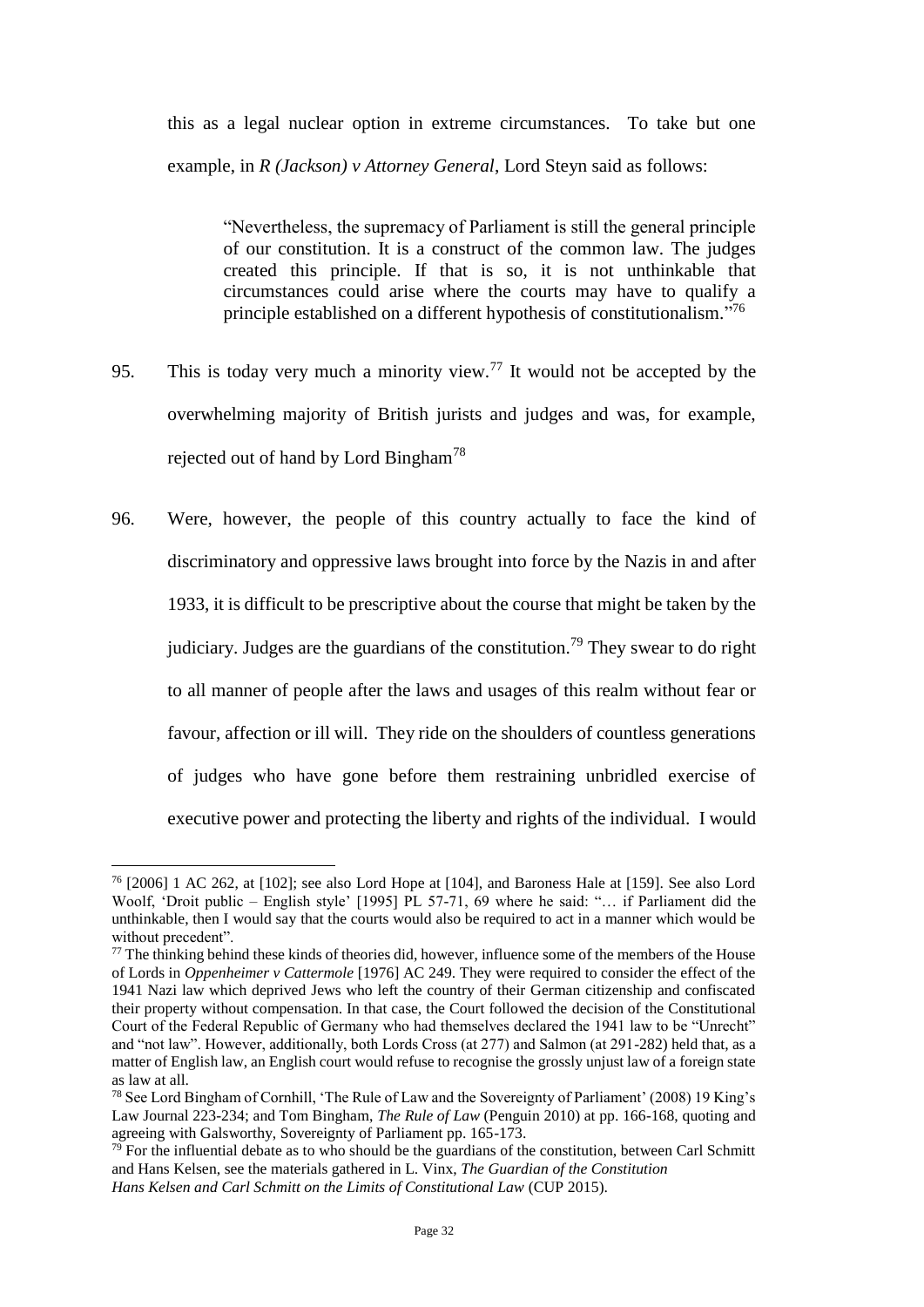this as a legal nuclear option in extreme circumstances. To take but one example, in *R (Jackson) v Attorney General*, Lord Steyn said as follows:

> "Nevertheless, the supremacy of Parliament is still the general principle of our constitution. It is a construct of the common law. The judges created this principle. If that is so, it is not unthinkable that circumstances could arise where the courts may have to qualify a principle established on a different hypothesis of constitutionalism."[76]

95. This is today very much a minority view.[77] It would not be accepted by the overwhelming majority of British jurists and judges and was, for example, rejected out of hand by Lord Bingham[78]

96. Were, however, the people of this country actually to face the kind of discriminatory and oppressive laws brought into force by the Nazis in and after 1933, it is difficult to be prescriptive about the course that might be taken by the judiciary. Judges are the guardians of the constitution.[79] They swear to do right to all manner of people after the laws and usages of this realm without fear or favour, affection or ill will. They ride on the shoulders of countless generations of judges who have gone before them restraining unbridled exercise of executive power and protecting the liberty and rights of the individual. I would

---

[76] [2006] 1 AC 262, at [102]; see also Lord Hope at [104], and Baroness Hale at [159]. See also Lord Woolf, 'Droit public – English style' [1995] PL 57-71, 69 where he said: "… if Parliament did the unthinkable, then I would say that the courts would also be required to act in a manner which would be without precedent".

[77] The thinking behind these kinds of theories did, however, influence some of the members of the House of Lords in *Oppenheimer v Cattermole* [1976] AC 249. They were required to consider the effect of the 1941 Nazi law which deprived Jews who left the country of their German citizenship and confiscated their property without compensation. In that case, the Court followed the decision of the Constitutional Court of the Federal Republic of Germany who had themselves declared the 1941 law to be "Unrecht" and "not law". However, additionally, both Lords Cross (at 277) and Salmon (at 291-282) held that, as a matter of English law, an English court would refuse to recognise the grossly unjust law of a foreign state as law at all.

[78] See Lord Bingham of Cornhill, 'The Rule of Law and the Sovereignty of Parliament' (2008) 19 King's Law Journal 223-234; and Tom Bingham, *The Rule of Law* (Penguin 2010) at pp. 166-168, quoting and agreeing with Galsworthy, Sovereignty of Parliament pp. 165-173.

[79] For the influential debate as to who should be the guardians of the constitution, between Carl Schmitt and Hans Kelsen, see the materials gathered in L. Vinx, *The Guardian of the Constitution Hans Kelsen and Carl Schmitt on the Limits of Constitutional Law* (CUP 2015).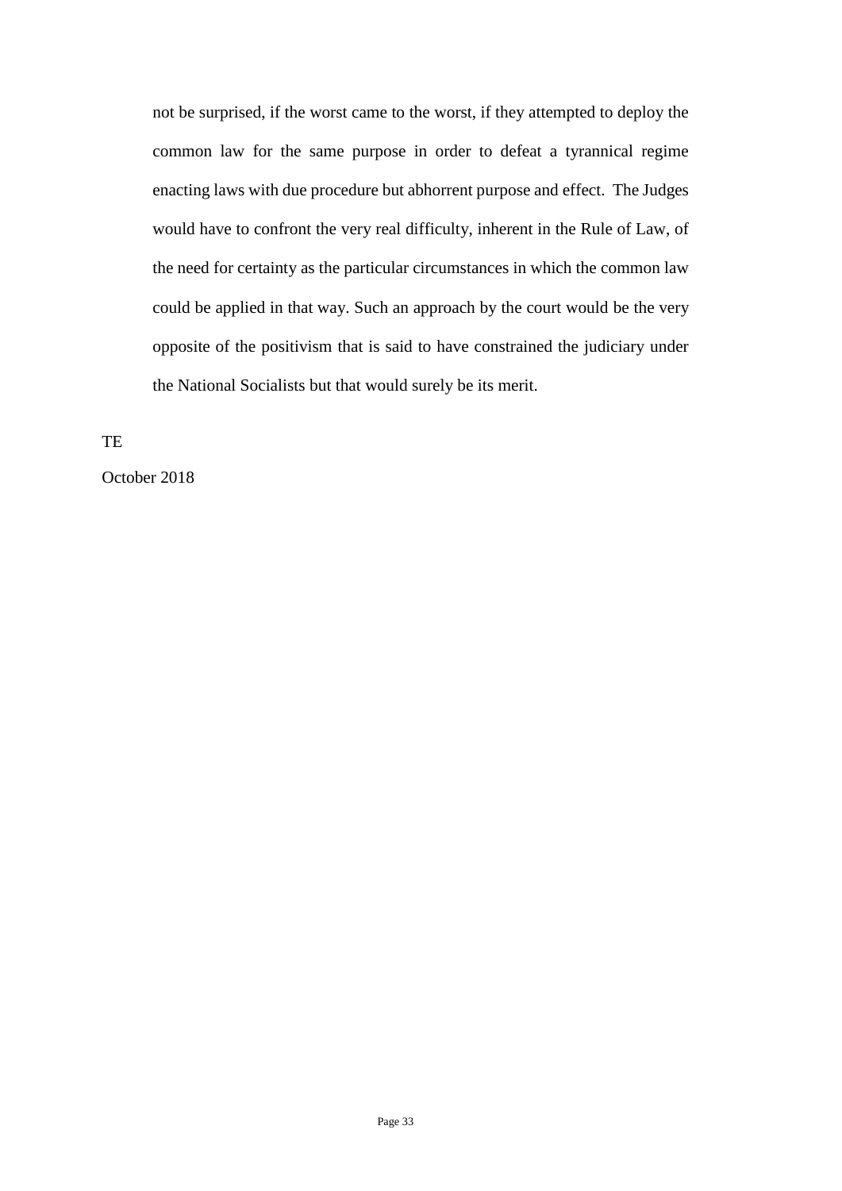not be surprised, if the worst came to the worst, if they attempted to deploy the common law for the same purpose in order to defeat a tyrannical regime enacting laws with due procedure but abhorrent purpose and effect. The Judges would have to confront the very real difficulty, inherent in the Rule of Law, of the need for certainty as the particular circumstances in which the common law could be applied in that way. Such an approach by the court would be the very opposite of the positivism that is said to have constrained the judiciary under the National Socialists but that would surely be its merit.

TE

October 2018